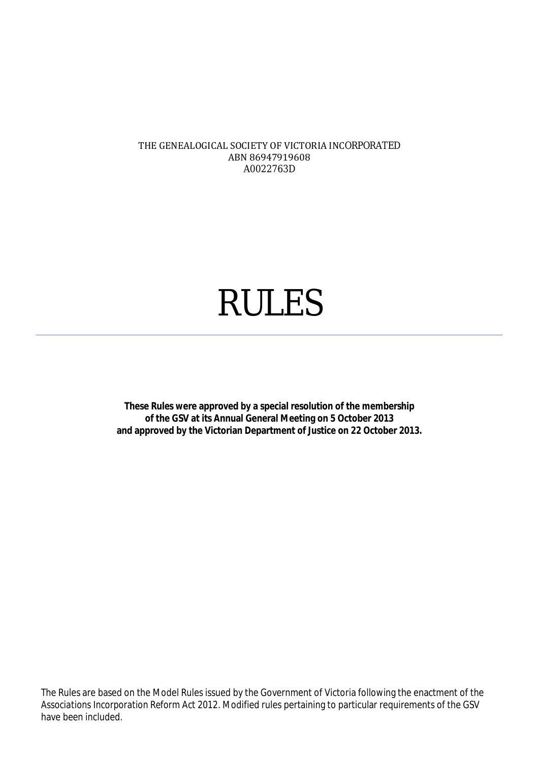THE GENEALOGICAL SOCIETY OF VICTORIA INCORPORATED
ABN 86947919608
A0022763D

# RULES

---

**These Rules were approved by a special resolution of the membership of the GSV at its Annual General Meeting on 5 October 2013 and approved by the Victorian Department of Justice on 22 October 2013.**

The Rules are based on the Model Rules issued by the Government of Victoria following the enactment of the Associations Incorporation Reform Act 2012. Modified rules pertaining to particular requirements of the GSV have been included.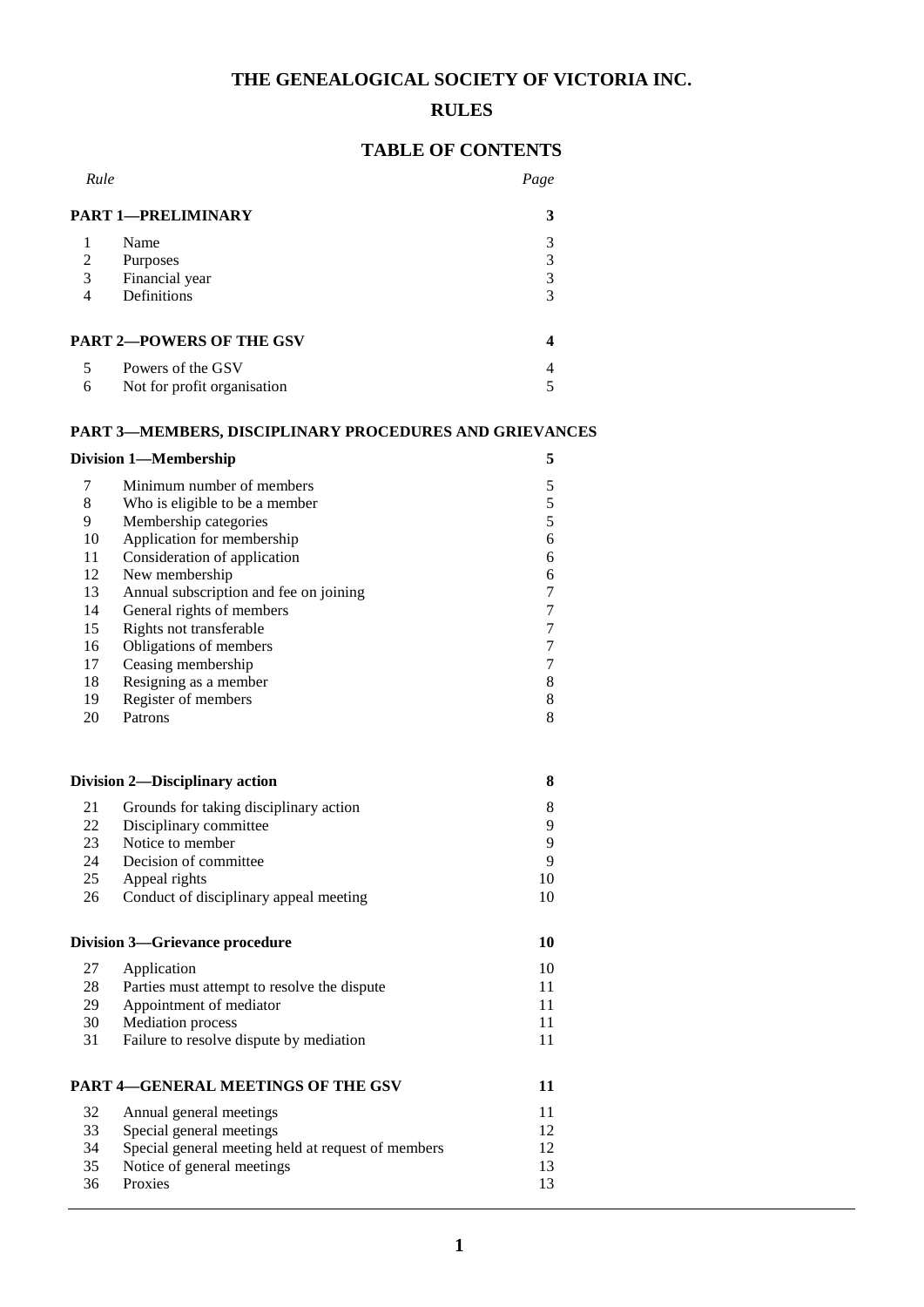# THE GENEALOGICAL SOCIETY OF VICTORIA INC.

## RULES

## TABLE OF CONTENTS

| *Rule* | | *Page* |
|---|---|---|
| **PART 1—PRELIMINARY** | | **3** |
| 1 | Name | 3 |
| 2 | Purposes | 3 |
| 3 | Financial year | 3 |
| 4 | Definitions | 3 |
| **PART 2—POWERS OF THE GSV** | | **4** |
| 5 | Powers of the GSV | 4 |
| 6 | Not for profit organisation | 5 |
| **PART 3—MEMBERS, DISCIPLINARY PROCEDURES AND GRIEVANCES** | | |
| **Division 1—Membership** | | **5** |
| 7 | Minimum number of members | 5 |
| 8 | Who is eligible to be a member | 5 |
| 9 | Membership categories | 5 |
| 10 | Application for membership | 6 |
| 11 | Consideration of application | 6 |
| 12 | New membership | 6 |
| 13 | Annual subscription and fee on joining | 7 |
| 14 | General rights of members | 7 |
| 15 | Rights not transferable | 7 |
| 16 | Obligations of members | 7 |
| 17 | Ceasing membership | 7 |
| 18 | Resigning as a member | 8 |
| 19 | Register of members | 8 |
| 20 | Patrons | 8 |
| **Division 2—Disciplinary action** | | **8** |
| 21 | Grounds for taking disciplinary action | 8 |
| 22 | Disciplinary committee | 9 |
| 23 | Notice to member | 9 |
| 24 | Decision of committee | 9 |
| 25 | Appeal rights | 10 |
| 26 | Conduct of disciplinary appeal meeting | 10 |
| **Division 3—Grievance procedure** | | **10** |
| 27 | Application | 10 |
| 28 | Parties must attempt to resolve the dispute | 11 |
| 29 | Appointment of mediator | 11 |
| 30 | Mediation process | 11 |
| 31 | Failure to resolve dispute by mediation | 11 |
| **PART 4—GENERAL MEETINGS OF THE GSV** | | **11** |
| 32 | Annual general meetings | 11 |
| 33 | Special general meetings | 12 |
| 34 | Special general meeting held at request of members | 12 |
| 35 | Notice of general meetings | 13 |
| 36 | Proxies | 13 |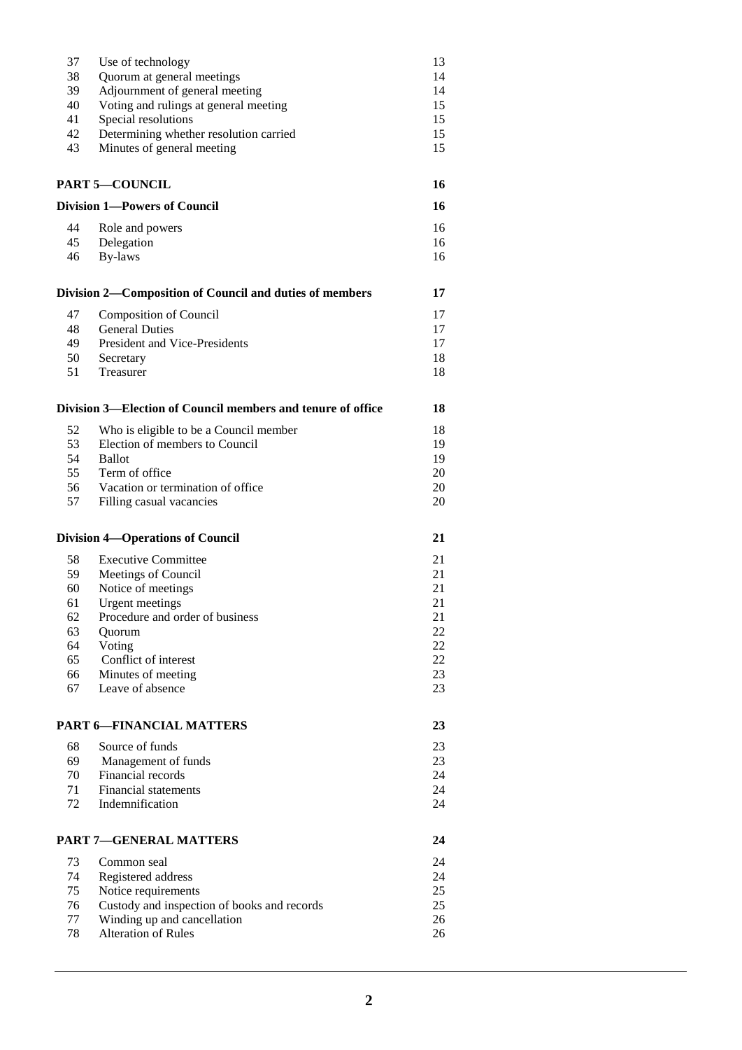| | | |
|---|---|---|
| 37 | Use of technology | 13 |
| 38 | Quorum at general meetings | 14 |
| 39 | Adjournment of general meeting | 14 |
| 40 | Voting and rulings at general meeting | 15 |
| 41 | Special resolutions | 15 |
| 42 | Determining whether resolution carried | 15 |
| 43 | Minutes of general meeting | 15 |
| **PART 5—COUNCIL** | | **16** |
| **Division 1—Powers of Council** | | **16** |
| 44 | Role and powers | 16 |
| 45 | Delegation | 16 |
| 46 | By-laws | 16 |
| **Division 2—Composition of Council and duties of members** | | **17** |
| 47 | Composition of Council | 17 |
| 48 | General Duties | 17 |
| 49 | President and Vice-Presidents | 17 |
| 50 | Secretary | 18 |
| 51 | Treasurer | 18 |
| **Division 3—Election of Council members and tenure of office** | | **18** |
| 52 | Who is eligible to be a Council member | 18 |
| 53 | Election of members to Council | 19 |
| 54 | Ballot | 19 |
| 55 | Term of office | 20 |
| 56 | Vacation or termination of office | 20 |
| 57 | Filling casual vacancies | 20 |
| **Division 4—Operations of Council** | | **21** |
| 58 | Executive Committee | 21 |
| 59 | Meetings of Council | 21 |
| 60 | Notice of meetings | 21 |
| 61 | Urgent meetings | 21 |
| 62 | Procedure and order of business | 21 |
| 63 | Quorum | 22 |
| 64 | Voting | 22 |
| 65 | Conflict of interest | 22 |
| 66 | Minutes of meeting | 23 |
| 67 | Leave of absence | 23 |
| **PART 6—FINANCIAL MATTERS** | | **23** |
| 68 | Source of funds | 23 |
| 69 | Management of funds | 23 |
| 70 | Financial records | 24 |
| 71 | Financial statements | 24 |
| 72 | Indemnification | 24 |
| **PART 7—GENERAL MATTERS** | | **24** |
| 73 | Common seal | 24 |
| 74 | Registered address | 24 |
| 75 | Notice requirements | 25 |
| 76 | Custody and inspection of books and records | 25 |
| 77 | Winding up and cancellation | 26 |
| 78 | Alteration of Rules | 26 |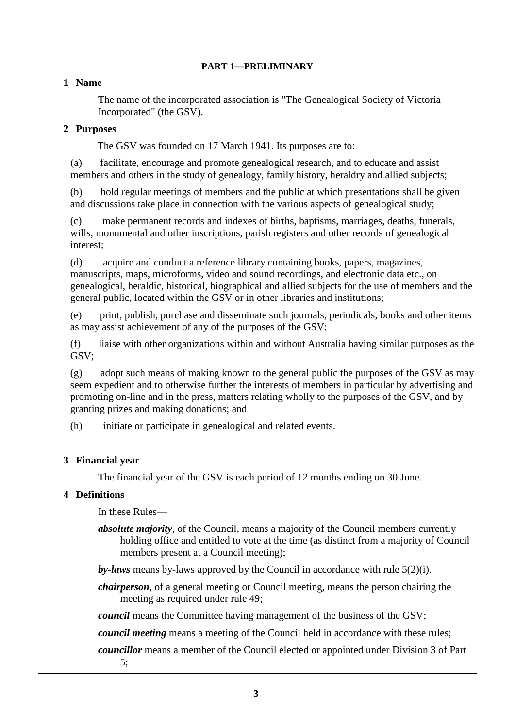## PART 1—PRELIMINARY

### 1 Name

The name of the incorporated association is "The Genealogical Society of Victoria Incorporated" (the GSV).

### 2 Purposes

The GSV was founded on 17 March 1941. Its purposes are to:

(a) facilitate, encourage and promote genealogical research, and to educate and assist members and others in the study of genealogy, family history, heraldry and allied subjects;

(b) hold regular meetings of members and the public at which presentations shall be given and discussions take place in connection with the various aspects of genealogical study;

(c) make permanent records and indexes of births, baptisms, marriages, deaths, funerals, wills, monumental and other inscriptions, parish registers and other records of genealogical interest;

(d) acquire and conduct a reference library containing books, papers, magazines, manuscripts, maps, microforms, video and sound recordings, and electronic data etc., on genealogical, heraldic, historical, biographical and allied subjects for the use of members and the general public, located within the GSV or in other libraries and institutions;

(e) print, publish, purchase and disseminate such journals, periodicals, books and other items as may assist achievement of any of the purposes of the GSV;

(f) liaise with other organizations within and without Australia having similar purposes as the GSV;

(g) adopt such means of making known to the general public the purposes of the GSV as may seem expedient and to otherwise further the interests of members in particular by advertising and promoting on-line and in the press, matters relating wholly to the purposes of the GSV, and by granting prizes and making donations; and

(h) initiate or participate in genealogical and related events.

### 3 Financial year

The financial year of the GSV is each period of 12 months ending on 30 June.

### 4 Definitions

In these Rules—

***absolute majority***, of the Council, means a majority of the Council members currently holding office and entitled to vote at the time (as distinct from a majority of Council members present at a Council meeting);

***by-laws*** means by-laws approved by the Council in accordance with rule 5(2)(i).

***chairperson***, of a general meeting or Council meeting, means the person chairing the meeting as required under rule 49;

***council*** means the Committee having management of the business of the GSV;

***council meeting*** means a meeting of the Council held in accordance with these rules;

***councillor*** means a member of the Council elected or appointed under Division 3 of Part 5;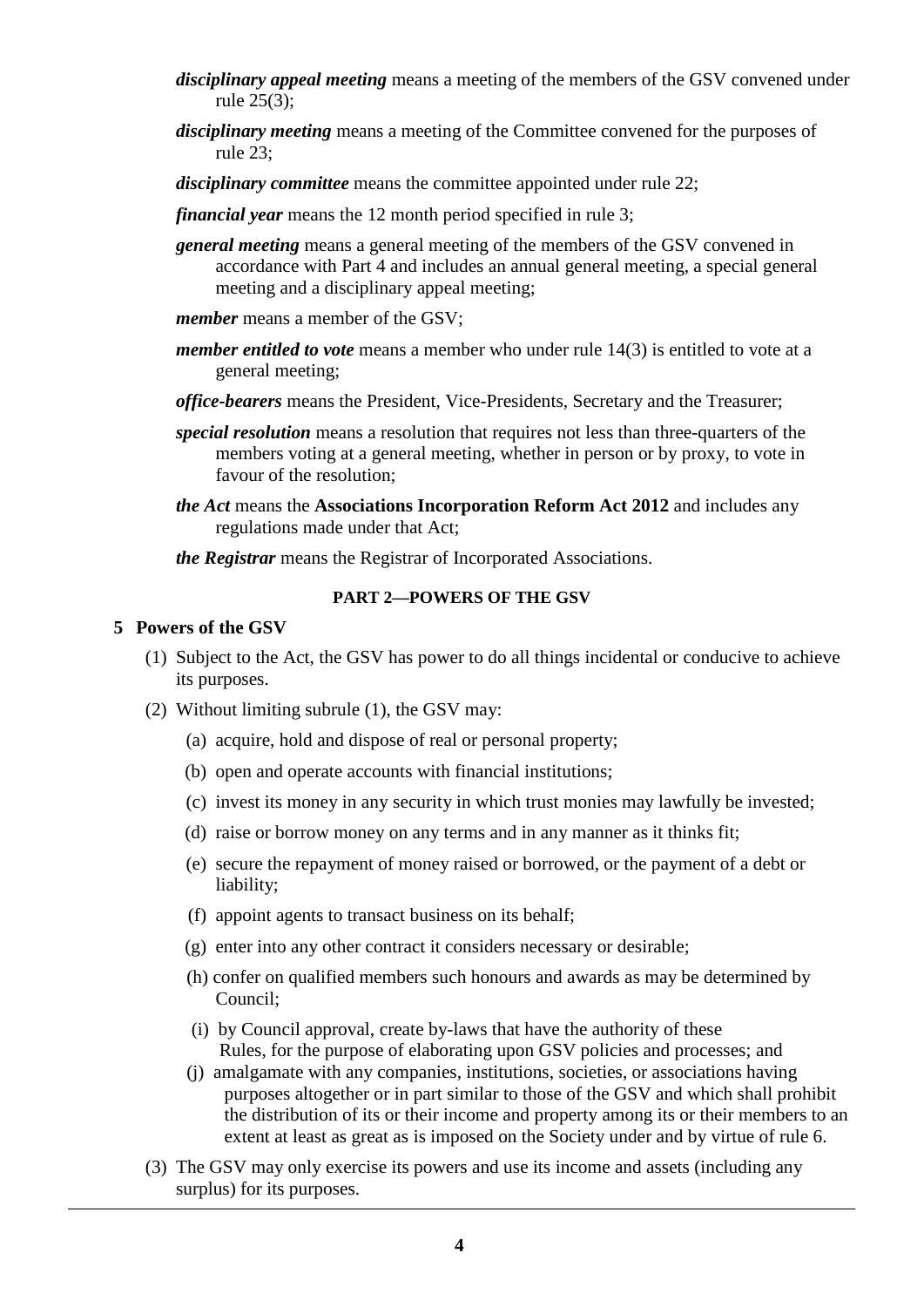***disciplinary appeal meeting*** means a meeting of the members of the GSV convened under rule 25(3);

***disciplinary meeting*** means a meeting of the Committee convened for the purposes of rule 23;

***disciplinary committee*** means the committee appointed under rule 22;

***financial year*** means the 12 month period specified in rule 3;

***general meeting*** means a general meeting of the members of the GSV convened in accordance with Part 4 and includes an annual general meeting, a special general meeting and a disciplinary appeal meeting;

***member*** means a member of the GSV;

***member entitled to vote*** means a member who under rule 14(3) is entitled to vote at a general meeting;

***office-bearers*** means the President, Vice-Presidents, Secretary and the Treasurer;

***special resolution*** means a resolution that requires not less than three-quarters of the members voting at a general meeting, whether in person or by proxy, to vote in favour of the resolution;

***the Act*** means the **Associations Incorporation Reform Act 2012** and includes any regulations made under that Act;

***the Registrar*** means the Registrar of Incorporated Associations.

## PART 2—POWERS OF THE GSV

### 5 Powers of the GSV

(1) Subject to the Act, the GSV has power to do all things incidental or conducive to achieve its purposes.

(2) Without limiting subrule (1), the GSV may:

(a) acquire, hold and dispose of real or personal property;

(b) open and operate accounts with financial institutions;

(c) invest its money in any security in which trust monies may lawfully be invested;

(d) raise or borrow money on any terms and in any manner as it thinks fit;

(e) secure the repayment of money raised or borrowed, or the payment of a debt or liability;

(f) appoint agents to transact business on its behalf;

(g) enter into any other contract it considers necessary or desirable;

(h) confer on qualified members such honours and awards as may be determined by Council;

(i) by Council approval, create by-laws that have the authority of these Rules, for the purpose of elaborating upon GSV policies and processes; and

(j) amalgamate with any companies, institutions, societies, or associations having purposes altogether or in part similar to those of the GSV and which shall prohibit the distribution of its or their income and property among its or their members to an extent at least as great as is imposed on the Society under and by virtue of rule 6.

(3) The GSV may only exercise its powers and use its income and assets (including any surplus) for its purposes.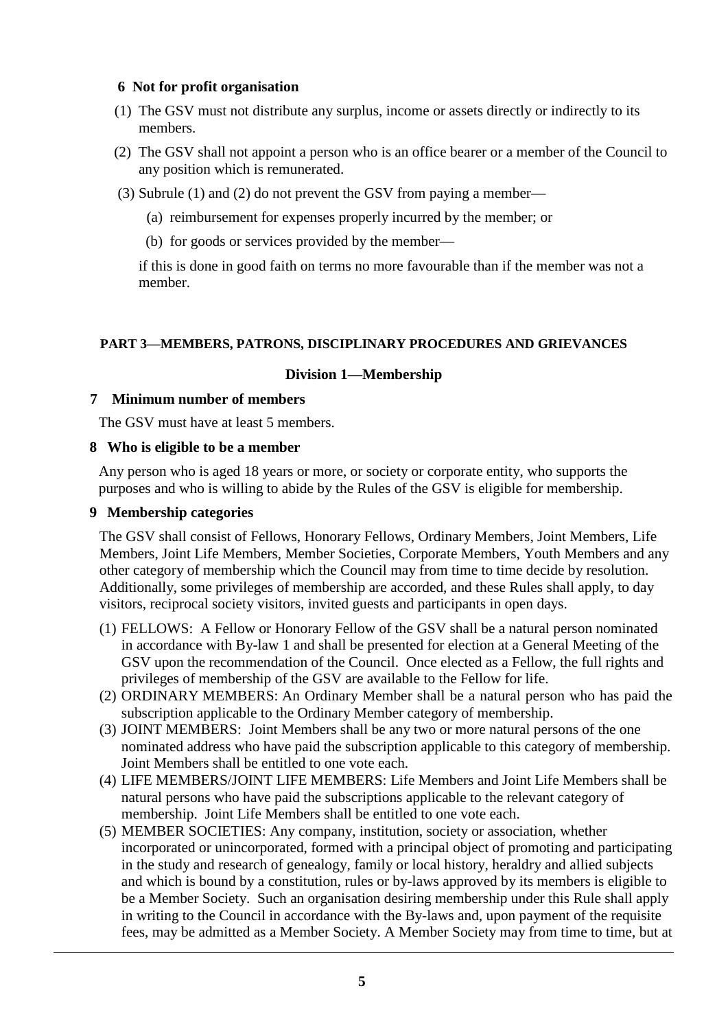### 6 Not for profit organisation

(1) The GSV must not distribute any surplus, income or assets directly or indirectly to its members.

(2) The GSV shall not appoint a person who is an office bearer or a member of the Council to any position which is remunerated.

(3) Subrule (1) and (2) do not prevent the GSV from paying a member—

(a) reimbursement for expenses properly incurred by the member; or

(b) for goods or services provided by the member—

if this is done in good faith on terms no more favourable than if the member was not a member.

## PART 3—MEMBERS, PATRONS, DISCIPLINARY PROCEDURES AND GRIEVANCES

### Division 1—Membership

### 7 Minimum number of members

The GSV must have at least 5 members.

### 8 Who is eligible to be a member

Any person who is aged 18 years or more, or society or corporate entity, who supports the purposes and who is willing to abide by the Rules of the GSV is eligible for membership.

### 9 Membership categories

The GSV shall consist of Fellows, Honorary Fellows, Ordinary Members, Joint Members, Life Members, Joint Life Members, Member Societies, Corporate Members, Youth Members and any other category of membership which the Council may from time to time decide by resolution. Additionally, some privileges of membership are accorded, and these Rules shall apply, to day visitors, reciprocal society visitors, invited guests and participants in open days.

(1) FELLOWS: A Fellow or Honorary Fellow of the GSV shall be a natural person nominated in accordance with By-law 1 and shall be presented for election at a General Meeting of the GSV upon the recommendation of the Council. Once elected as a Fellow, the full rights and privileges of membership of the GSV are available to the Fellow for life.

(2) ORDINARY MEMBERS: An Ordinary Member shall be a natural person who has paid the subscription applicable to the Ordinary Member category of membership.

(3) JOINT MEMBERS: Joint Members shall be any two or more natural persons of the one nominated address who have paid the subscription applicable to this category of membership. Joint Members shall be entitled to one vote each.

(4) LIFE MEMBERS/JOINT LIFE MEMBERS: Life Members and Joint Life Members shall be natural persons who have paid the subscriptions applicable to the relevant category of membership. Joint Life Members shall be entitled to one vote each.

(5) MEMBER SOCIETIES: Any company, institution, society or association, whether incorporated or unincorporated, formed with a principal object of promoting and participating in the study and research of genealogy, family or local history, heraldry and allied subjects and which is bound by a constitution, rules or by-laws approved by its members is eligible to be a Member Society. Such an organisation desiring membership under this Rule shall apply in writing to the Council in accordance with the By-laws and, upon payment of the requisite fees, may be admitted as a Member Society. A Member Society may from time to time, but at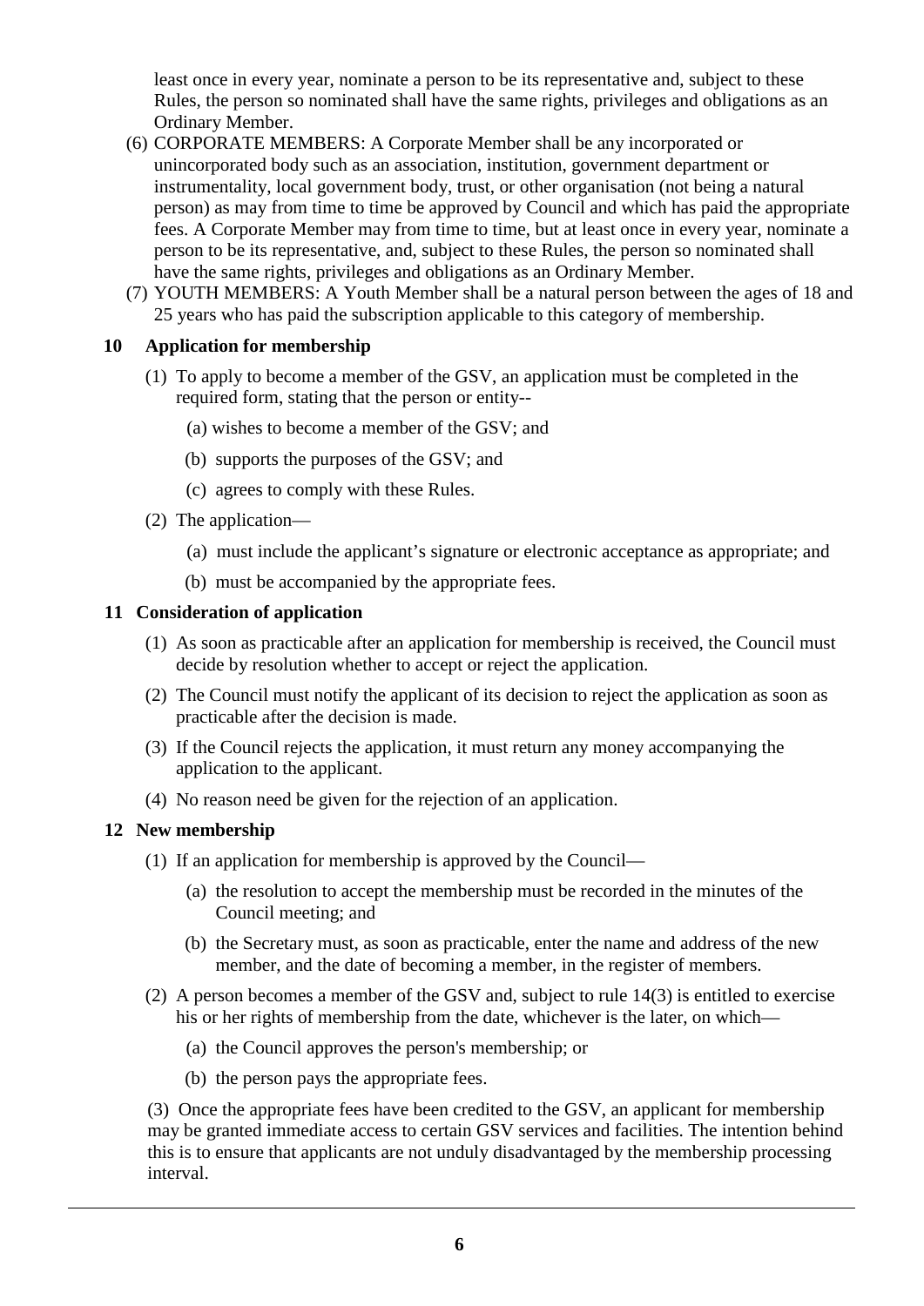least once in every year, nominate a person to be its representative and, subject to these Rules, the person so nominated shall have the same rights, privileges and obligations as an Ordinary Member.

(6) CORPORATE MEMBERS: A Corporate Member shall be any incorporated or unincorporated body such as an association, institution, government department or instrumentality, local government body, trust, or other organisation (not being a natural person) as may from time to time be approved by Council and which has paid the appropriate fees. A Corporate Member may from time to time, but at least once in every year, nominate a person to be its representative, and, subject to these Rules, the person so nominated shall have the same rights, privileges and obligations as an Ordinary Member.

(7) YOUTH MEMBERS: A Youth Member shall be a natural person between the ages of 18 and 25 years who has paid the subscription applicable to this category of membership.

### 10 Application for membership

(1) To apply to become a member of the GSV, an application must be completed in the required form, stating that the person or entity--

(a) wishes to become a member of the GSV; and

(b) supports the purposes of the GSV; and

(c) agrees to comply with these Rules.

(2) The application—

(a) must include the applicant's signature or electronic acceptance as appropriate; and

(b) must be accompanied by the appropriate fees.

### 11 Consideration of application

(1) As soon as practicable after an application for membership is received, the Council must decide by resolution whether to accept or reject the application.

(2) The Council must notify the applicant of its decision to reject the application as soon as practicable after the decision is made.

(3) If the Council rejects the application, it must return any money accompanying the application to the applicant.

(4) No reason need be given for the rejection of an application.

### 12 New membership

(1) If an application for membership is approved by the Council—

(a) the resolution to accept the membership must be recorded in the minutes of the Council meeting; and

(b) the Secretary must, as soon as practicable, enter the name and address of the new member, and the date of becoming a member, in the register of members.

(2) A person becomes a member of the GSV and, subject to rule 14(3) is entitled to exercise his or her rights of membership from the date, whichever is the later, on which—

(a) the Council approves the person's membership; or

(b) the person pays the appropriate fees.

(3) Once the appropriate fees have been credited to the GSV, an applicant for membership may be granted immediate access to certain GSV services and facilities. The intention behind this is to ensure that applicants are not unduly disadvantaged by the membership processing interval.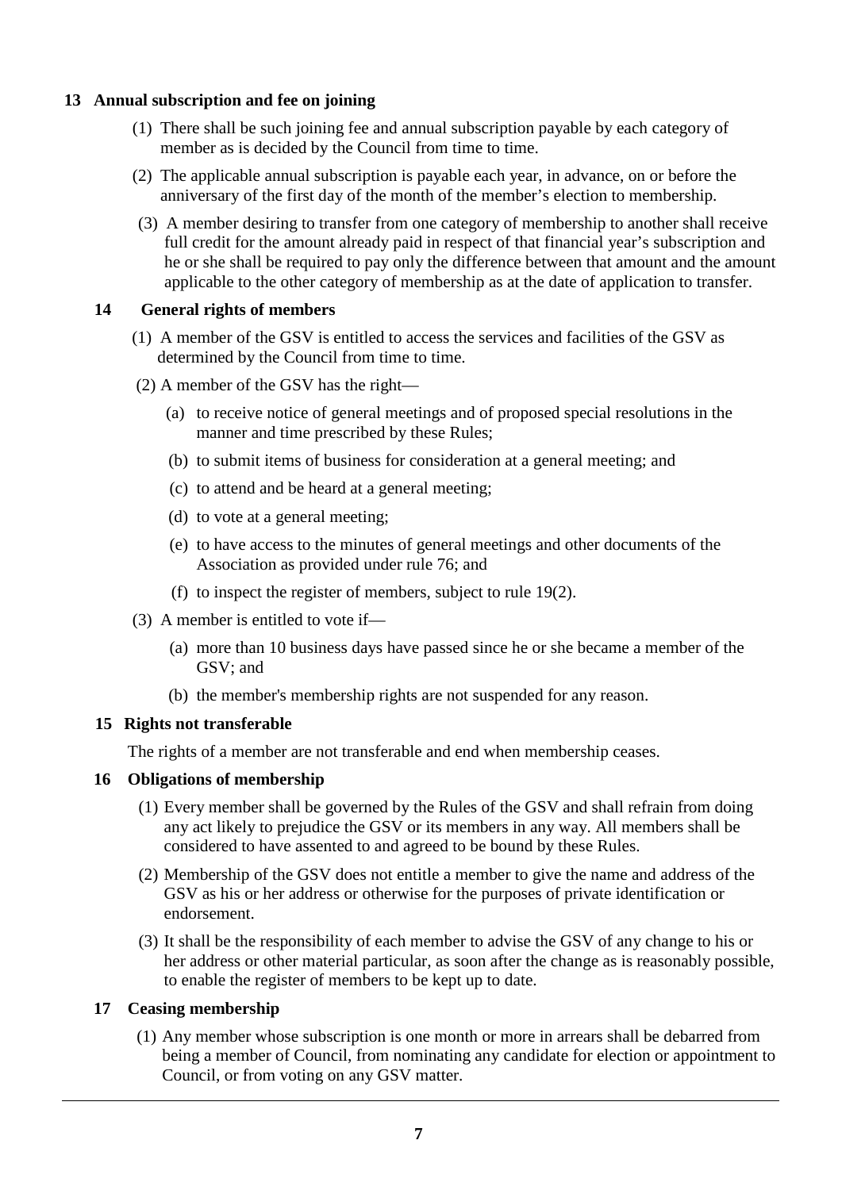### 13 Annual subscription and fee on joining

(1) There shall be such joining fee and annual subscription payable by each category of member as is decided by the Council from time to time.

(2) The applicable annual subscription is payable each year, in advance, on or before the anniversary of the first day of the month of the member's election to membership.

(3) A member desiring to transfer from one category of membership to another shall receive full credit for the amount already paid in respect of that financial year's subscription and he or she shall be required to pay only the difference between that amount and the amount applicable to the other category of membership as at the date of application to transfer.

### 14 General rights of members

(1) A member of the GSV is entitled to access the services and facilities of the GSV as determined by the Council from time to time.

(2) A member of the GSV has the right—

(a) to receive notice of general meetings and of proposed special resolutions in the manner and time prescribed by these Rules;

(b) to submit items of business for consideration at a general meeting; and

(c) to attend and be heard at a general meeting;

(d) to vote at a general meeting;

(e) to have access to the minutes of general meetings and other documents of the Association as provided under rule 76; and

(f) to inspect the register of members, subject to rule 19(2).

(3) A member is entitled to vote if—

(a) more than 10 business days have passed since he or she became a member of the GSV; and

(b) the member's membership rights are not suspended for any reason.

### 15 Rights not transferable

The rights of a member are not transferable and end when membership ceases.

### 16 Obligations of membership

(1) Every member shall be governed by the Rules of the GSV and shall refrain from doing any act likely to prejudice the GSV or its members in any way. All members shall be considered to have assented to and agreed to be bound by these Rules.

(2) Membership of the GSV does not entitle a member to give the name and address of the GSV as his or her address or otherwise for the purposes of private identification or endorsement.

(3) It shall be the responsibility of each member to advise the GSV of any change to his or her address or other material particular, as soon after the change as is reasonably possible, to enable the register of members to be kept up to date.

### 17 Ceasing membership

(1) Any member whose subscription is one month or more in arrears shall be debarred from being a member of Council, from nominating any candidate for election or appointment to Council, or from voting on any GSV matter.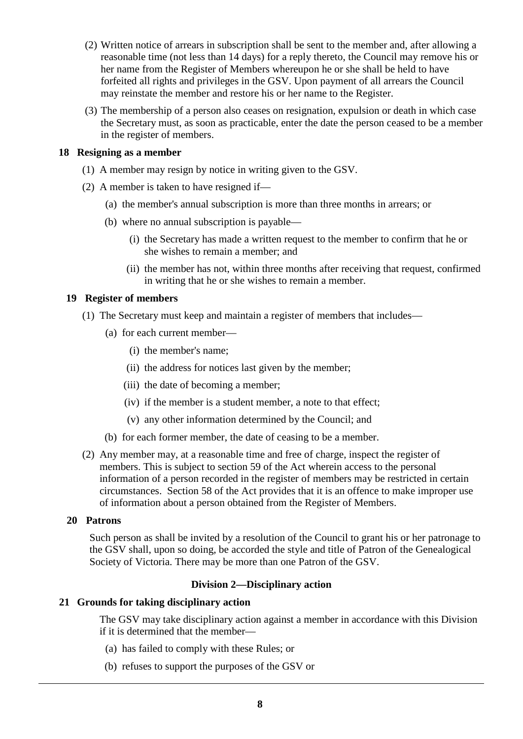(2) Written notice of arrears in subscription shall be sent to the member and, after allowing a reasonable time (not less than 14 days) for a reply thereto, the Council may remove his or her name from the Register of Members whereupon he or she shall be held to have forfeited all rights and privileges in the GSV. Upon payment of all arrears the Council may reinstate the member and restore his or her name to the Register.

(3) The membership of a person also ceases on resignation, expulsion or death in which case the Secretary must, as soon as practicable, enter the date the person ceased to be a member in the register of members.

**18 Resigning as a member**

(1) A member may resign by notice in writing given to the GSV.

(2) A member is taken to have resigned if—

(a) the member's annual subscription is more than three months in arrears; or

(b) where no annual subscription is payable—

(i) the Secretary has made a written request to the member to confirm that he or she wishes to remain a member; and

(ii) the member has not, within three months after receiving that request, confirmed in writing that he or she wishes to remain a member.

**19 Register of members**

(1) The Secretary must keep and maintain a register of members that includes—

(a) for each current member—

(i) the member's name;

(ii) the address for notices last given by the member;

(iii) the date of becoming a member;

(iv) if the member is a student member, a note to that effect;

(v) any other information determined by the Council; and

(b) for each former member, the date of ceasing to be a member.

(2) Any member may, at a reasonable time and free of charge, inspect the register of members. This is subject to section 59 of the Act wherein access to the personal information of a person recorded in the register of members may be restricted in certain circumstances. Section 58 of the Act provides that it is an offence to make improper use of information about a person obtained from the Register of Members.

**20 Patrons**

Such person as shall be invited by a resolution of the Council to grant his or her patronage to the GSV shall, upon so doing, be accorded the style and title of Patron of the Genealogical Society of Victoria. There may be more than one Patron of the GSV.

**Division 2—Disciplinary action**

**21 Grounds for taking disciplinary action**

The GSV may take disciplinary action against a member in accordance with this Division if it is determined that the member—

(a) has failed to comply with these Rules; or

(b) refuses to support the purposes of the GSV or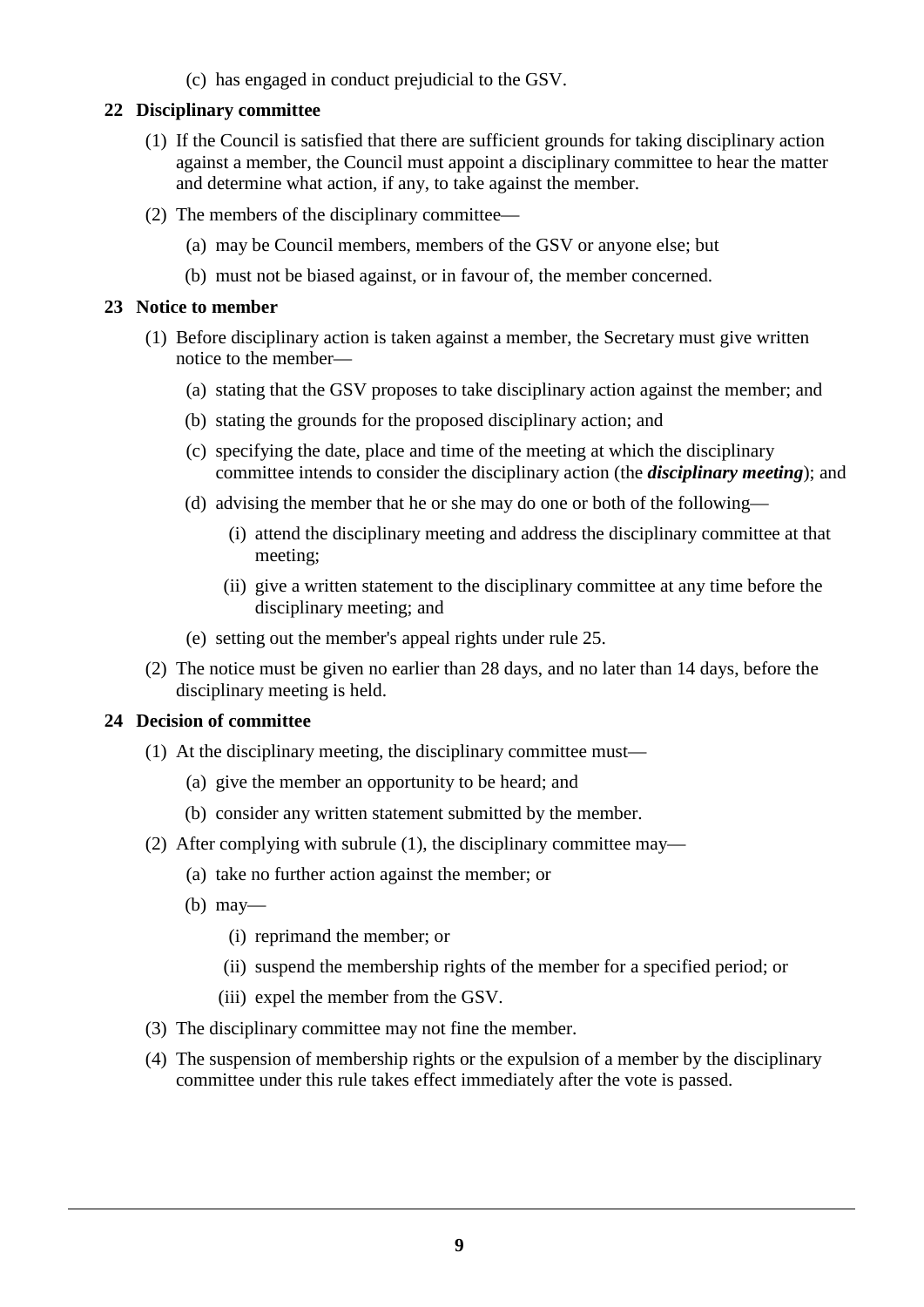(c) has engaged in conduct prejudicial to the GSV.

### 22 Disciplinary committee

(1) If the Council is satisfied that there are sufficient grounds for taking disciplinary action against a member, the Council must appoint a disciplinary committee to hear the matter and determine what action, if any, to take against the member.

(2) The members of the disciplinary committee—

(a) may be Council members, members of the GSV or anyone else; but

(b) must not be biased against, or in favour of, the member concerned.

### 23 Notice to member

(1) Before disciplinary action is taken against a member, the Secretary must give written notice to the member—

(a) stating that the GSV proposes to take disciplinary action against the member; and

(b) stating the grounds for the proposed disciplinary action; and

(c) specifying the date, place and time of the meeting at which the disciplinary committee intends to consider the disciplinary action (the ***disciplinary meeting***); and

(d) advising the member that he or she may do one or both of the following—

(i) attend the disciplinary meeting and address the disciplinary committee at that meeting;

(ii) give a written statement to the disciplinary committee at any time before the disciplinary meeting; and

(e) setting out the member's appeal rights under rule 25.

(2) The notice must be given no earlier than 28 days, and no later than 14 days, before the disciplinary meeting is held.

### 24 Decision of committee

(1) At the disciplinary meeting, the disciplinary committee must—

(a) give the member an opportunity to be heard; and

(b) consider any written statement submitted by the member.

(2) After complying with subrule (1), the disciplinary committee may—

(a) take no further action against the member; or

(b) may—

(i) reprimand the member; or

(ii) suspend the membership rights of the member for a specified period; or

(iii) expel the member from the GSV.

(3) The disciplinary committee may not fine the member.

(4) The suspension of membership rights or the expulsion of a member by the disciplinary committee under this rule takes effect immediately after the vote is passed.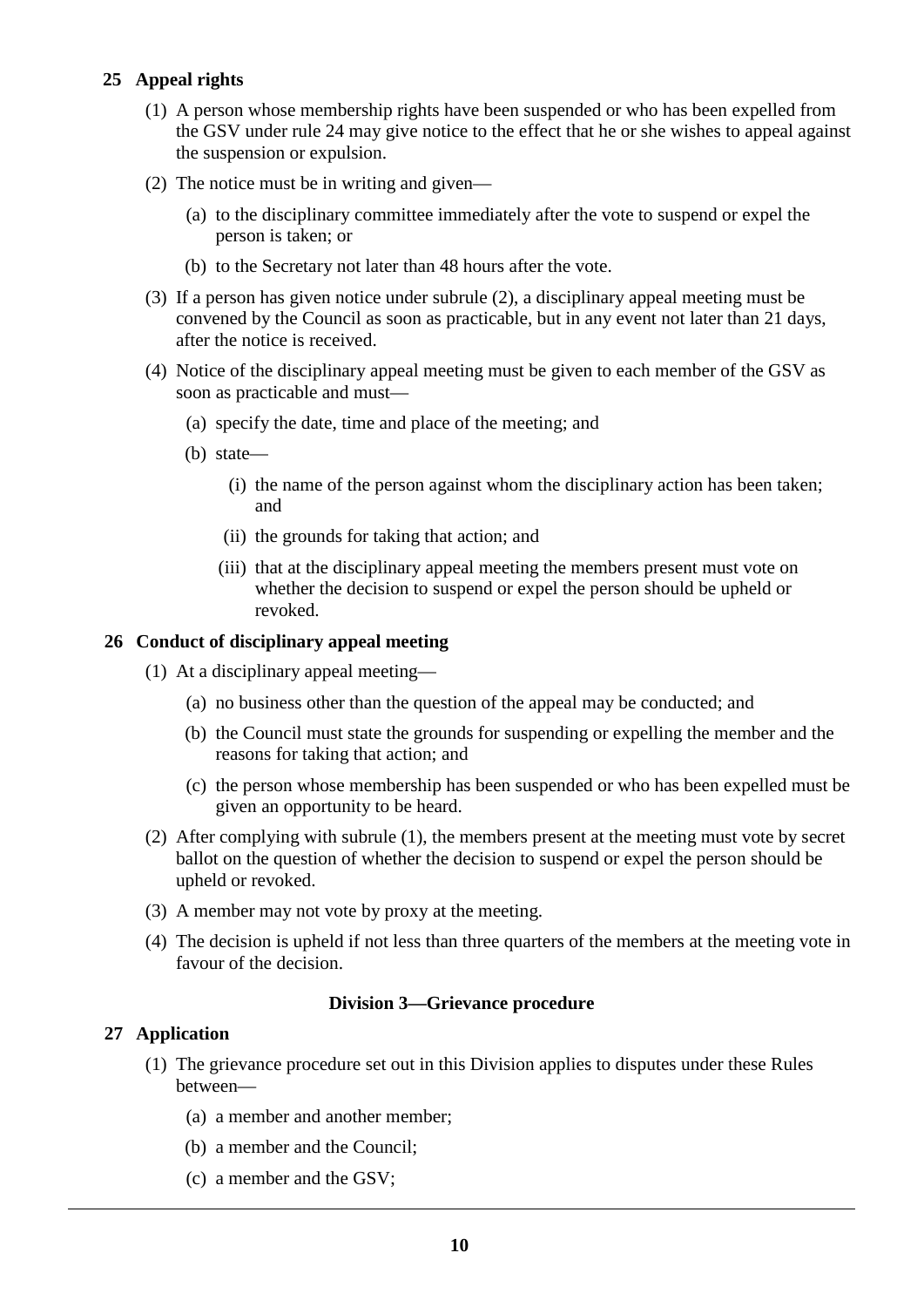### 25 Appeal rights

(1) A person whose membership rights have been suspended or who has been expelled from the GSV under rule 24 may give notice to the effect that he or she wishes to appeal against the suspension or expulsion.

(2) The notice must be in writing and given—

(a) to the disciplinary committee immediately after the vote to suspend or expel the person is taken; or

(b) to the Secretary not later than 48 hours after the vote.

(3) If a person has given notice under subrule (2), a disciplinary appeal meeting must be convened by the Council as soon as practicable, but in any event not later than 21 days, after the notice is received.

(4) Notice of the disciplinary appeal meeting must be given to each member of the GSV as soon as practicable and must—

(a) specify the date, time and place of the meeting; and

(b) state—

(i) the name of the person against whom the disciplinary action has been taken; and

(ii) the grounds for taking that action; and

(iii) that at the disciplinary appeal meeting the members present must vote on whether the decision to suspend or expel the person should be upheld or revoked.

### 26 Conduct of disciplinary appeal meeting

(1) At a disciplinary appeal meeting—

(a) no business other than the question of the appeal may be conducted; and

(b) the Council must state the grounds for suspending or expelling the member and the reasons for taking that action; and

(c) the person whose membership has been suspended or who has been expelled must be given an opportunity to be heard.

(2) After complying with subrule (1), the members present at the meeting must vote by secret ballot on the question of whether the decision to suspend or expel the person should be upheld or revoked.

(3) A member may not vote by proxy at the meeting.

(4) The decision is upheld if not less than three quarters of the members at the meeting vote in favour of the decision.

## Division 3—Grievance procedure

### 27 Application

(1) The grievance procedure set out in this Division applies to disputes under these Rules between—

(a) a member and another member;

(b) a member and the Council;

(c) a member and the GSV;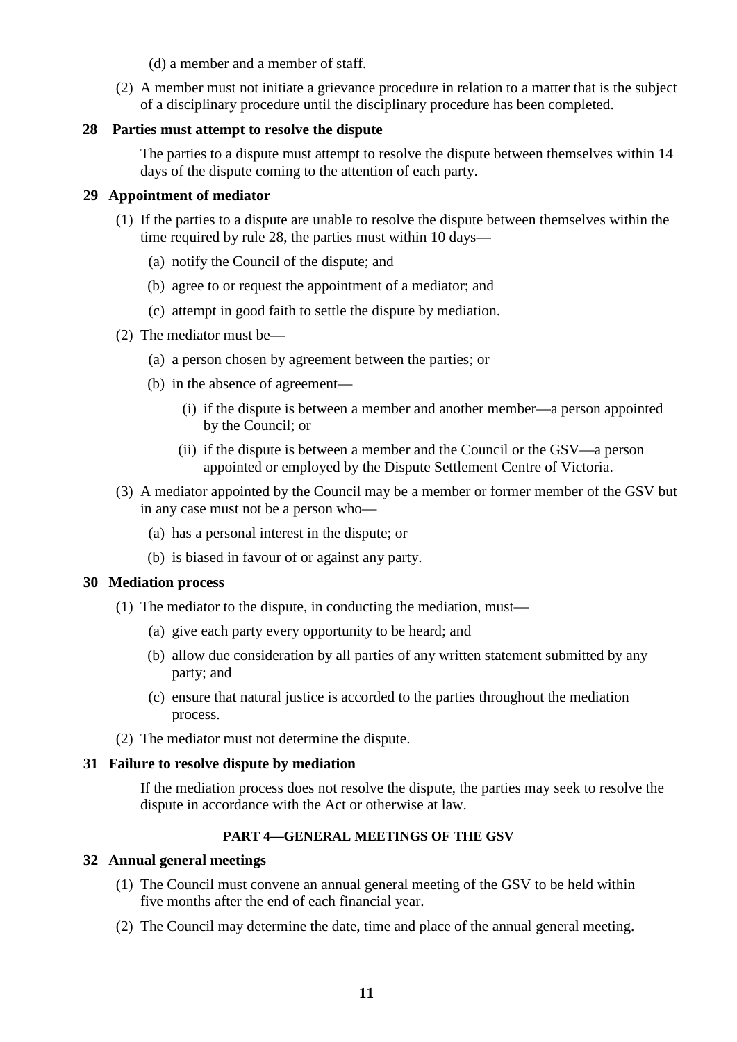(d) a member and a member of staff.

(2) A member must not initiate a grievance procedure in relation to a matter that is the subject of a disciplinary procedure until the disciplinary procedure has been completed.

**28 Parties must attempt to resolve the dispute**

The parties to a dispute must attempt to resolve the dispute between themselves within 14 days of the dispute coming to the attention of each party.

**29 Appointment of mediator**

(1) If the parties to a dispute are unable to resolve the dispute between themselves within the time required by rule 28, the parties must within 10 days—

(a) notify the Council of the dispute; and

(b) agree to or request the appointment of a mediator; and

(c) attempt in good faith to settle the dispute by mediation.

(2) The mediator must be—

(a) a person chosen by agreement between the parties; or

(b) in the absence of agreement—

(i) if the dispute is between a member and another member—a person appointed by the Council; or

(ii) if the dispute is between a member and the Council or the GSV—a person appointed or employed by the Dispute Settlement Centre of Victoria.

(3) A mediator appointed by the Council may be a member or former member of the GSV but in any case must not be a person who—

(a) has a personal interest in the dispute; or

(b) is biased in favour of or against any party.

**30 Mediation process**

(1) The mediator to the dispute, in conducting the mediation, must—

(a) give each party every opportunity to be heard; and

(b) allow due consideration by all parties of any written statement submitted by any party; and

(c) ensure that natural justice is accorded to the parties throughout the mediation process.

(2) The mediator must not determine the dispute.

**31 Failure to resolve dispute by mediation**

If the mediation process does not resolve the dispute, the parties may seek to resolve the dispute in accordance with the Act or otherwise at law.

## PART 4—GENERAL MEETINGS OF THE GSV

**32 Annual general meetings**

(1) The Council must convene an annual general meeting of the GSV to be held within five months after the end of each financial year.

(2) The Council may determine the date, time and place of the annual general meeting.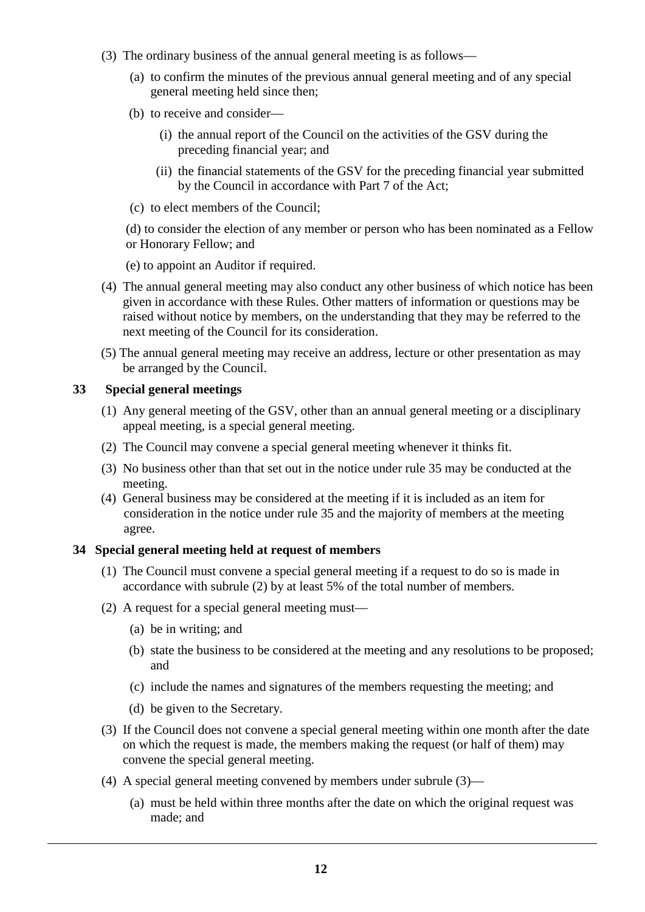(3) The ordinary business of the annual general meeting is as follows—

(a) to confirm the minutes of the previous annual general meeting and of any special general meeting held since then;

(b) to receive and consider—

(i) the annual report of the Council on the activities of the GSV during the preceding financial year; and

(ii) the financial statements of the GSV for the preceding financial year submitted by the Council in accordance with Part 7 of the Act;

(c) to elect members of the Council;

(d) to consider the election of any member or person who has been nominated as a Fellow or Honorary Fellow; and

(e) to appoint an Auditor if required.

(4) The annual general meeting may also conduct any other business of which notice has been given in accordance with these Rules. Other matters of information or questions may be raised without notice by members, on the understanding that they may be referred to the next meeting of the Council for its consideration.

(5) The annual general meeting may receive an address, lecture or other presentation as may be arranged by the Council.

### 33 Special general meetings

(1) Any general meeting of the GSV, other than an annual general meeting or a disciplinary appeal meeting, is a special general meeting.

(2) The Council may convene a special general meeting whenever it thinks fit.

(3) No business other than that set out in the notice under rule 35 may be conducted at the meeting.

(4) General business may be considered at the meeting if it is included as an item for consideration in the notice under rule 35 and the majority of members at the meeting agree.

### 34 Special general meeting held at request of members

(1) The Council must convene a special general meeting if a request to do so is made in accordance with subrule (2) by at least 5% of the total number of members.

(2) A request for a special general meeting must—

(a) be in writing; and

(b) state the business to be considered at the meeting and any resolutions to be proposed; and

(c) include the names and signatures of the members requesting the meeting; and

(d) be given to the Secretary.

(3) If the Council does not convene a special general meeting within one month after the date on which the request is made, the members making the request (or half of them) may convene the special general meeting.

(4) A special general meeting convened by members under subrule (3)—

(a) must be held within three months after the date on which the original request was made; and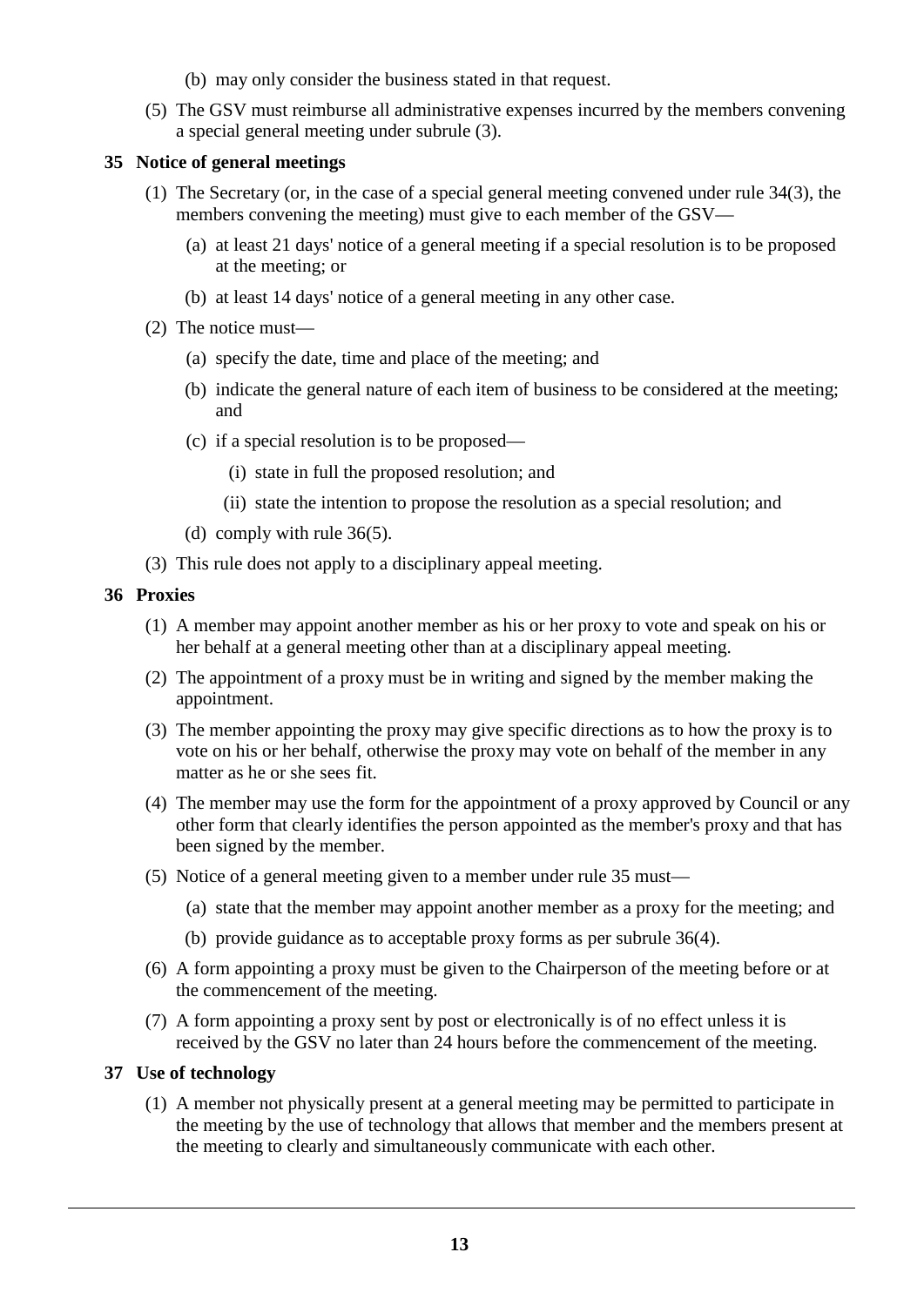(b) may only consider the business stated in that request.

(5) The GSV must reimburse all administrative expenses incurred by the members convening a special general meeting under subrule (3).

### 35 Notice of general meetings

(1) The Secretary (or, in the case of a special general meeting convened under rule 34(3), the members convening the meeting) must give to each member of the GSV—

(a) at least 21 days' notice of a general meeting if a special resolution is to be proposed at the meeting; or

(b) at least 14 days' notice of a general meeting in any other case.

(2) The notice must—

(a) specify the date, time and place of the meeting; and

(b) indicate the general nature of each item of business to be considered at the meeting; and

(c) if a special resolution is to be proposed—

(i) state in full the proposed resolution; and

(ii) state the intention to propose the resolution as a special resolution; and

(d) comply with rule 36(5).

(3) This rule does not apply to a disciplinary appeal meeting.

### 36 Proxies

(1) A member may appoint another member as his or her proxy to vote and speak on his or her behalf at a general meeting other than at a disciplinary appeal meeting.

(2) The appointment of a proxy must be in writing and signed by the member making the appointment.

(3) The member appointing the proxy may give specific directions as to how the proxy is to vote on his or her behalf, otherwise the proxy may vote on behalf of the member in any matter as he or she sees fit.

(4) The member may use the form for the appointment of a proxy approved by Council or any other form that clearly identifies the person appointed as the member's proxy and that has been signed by the member.

(5) Notice of a general meeting given to a member under rule 35 must—

(a) state that the member may appoint another member as a proxy for the meeting; and

(b) provide guidance as to acceptable proxy forms as per subrule 36(4).

(6) A form appointing a proxy must be given to the Chairperson of the meeting before or at the commencement of the meeting.

(7) A form appointing a proxy sent by post or electronically is of no effect unless it is received by the GSV no later than 24 hours before the commencement of the meeting.

### 37 Use of technology

(1) A member not physically present at a general meeting may be permitted to participate in the meeting by the use of technology that allows that member and the members present at the meeting to clearly and simultaneously communicate with each other.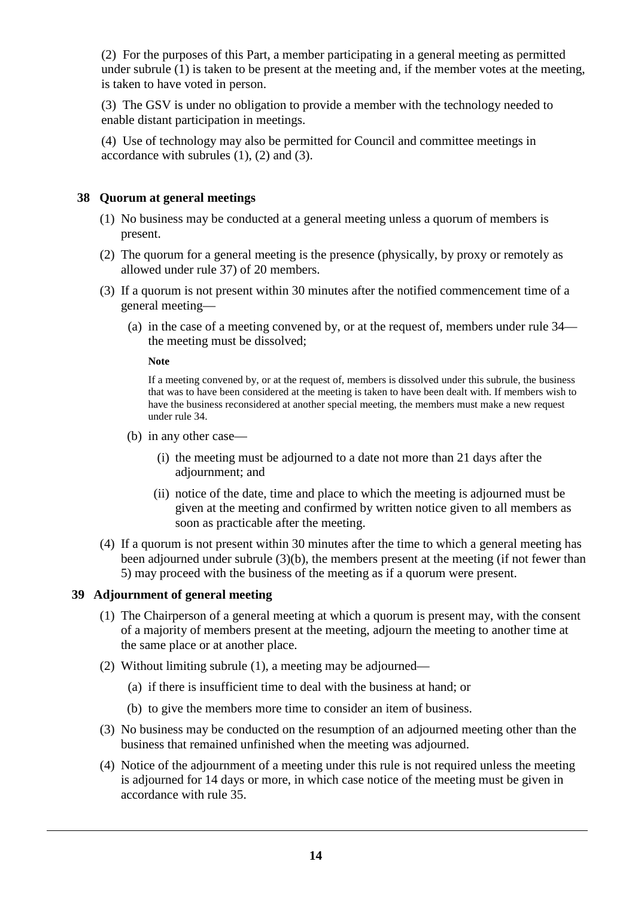(2) For the purposes of this Part, a member participating in a general meeting as permitted under subrule (1) is taken to be present at the meeting and, if the member votes at the meeting, is taken to have voted in person.

(3) The GSV is under no obligation to provide a member with the technology needed to enable distant participation in meetings.

(4) Use of technology may also be permitted for Council and committee meetings in accordance with subrules (1), (2) and (3).

### 38 Quorum at general meetings

(1) No business may be conducted at a general meeting unless a quorum of members is present.

(2) The quorum for a general meeting is the presence (physically, by proxy or remotely as allowed under rule 37) of 20 members.

(3) If a quorum is not present within 30 minutes after the notified commencement time of a general meeting—

(a) in the case of a meeting convened by, or at the request of, members under rule 34—the meeting must be dissolved;

**Note**

If a meeting convened by, or at the request of, members is dissolved under this subrule, the business that was to have been considered at the meeting is taken to have been dealt with. If members wish to have the business reconsidered at another special meeting, the members must make a new request under rule 34.

(b) in any other case—

(i) the meeting must be adjourned to a date not more than 21 days after the adjournment; and

(ii) notice of the date, time and place to which the meeting is adjourned must be given at the meeting and confirmed by written notice given to all members as soon as practicable after the meeting.

(4) If a quorum is not present within 30 minutes after the time to which a general meeting has been adjourned under subrule (3)(b), the members present at the meeting (if not fewer than 5) may proceed with the business of the meeting as if a quorum were present.

### 39 Adjournment of general meeting

(1) The Chairperson of a general meeting at which a quorum is present may, with the consent of a majority of members present at the meeting, adjourn the meeting to another time at the same place or at another place.

(2) Without limiting subrule (1), a meeting may be adjourned—

(a) if there is insufficient time to deal with the business at hand; or

(b) to give the members more time to consider an item of business.

(3) No business may be conducted on the resumption of an adjourned meeting other than the business that remained unfinished when the meeting was adjourned.

(4) Notice of the adjournment of a meeting under this rule is not required unless the meeting is adjourned for 14 days or more, in which case notice of the meeting must be given in accordance with rule 35.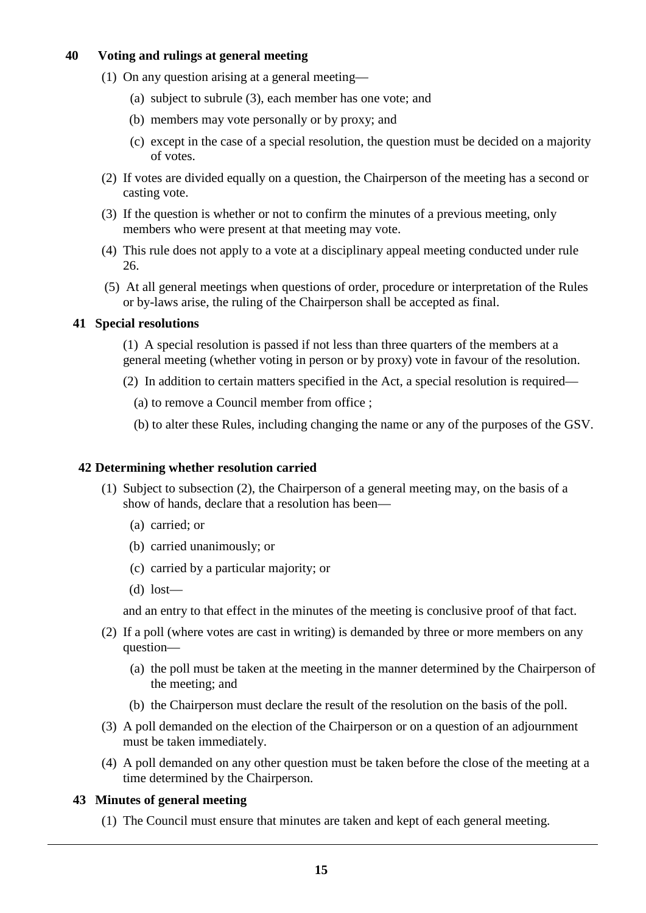### 40 Voting and rulings at general meeting

(1) On any question arising at a general meeting—

(a) subject to subrule (3), each member has one vote; and

(b) members may vote personally or by proxy; and

(c) except in the case of a special resolution, the question must be decided on a majority of votes.

(2) If votes are divided equally on a question, the Chairperson of the meeting has a second or casting vote.

(3) If the question is whether or not to confirm the minutes of a previous meeting, only members who were present at that meeting may vote.

(4) This rule does not apply to a vote at a disciplinary appeal meeting conducted under rule 26.

(5) At all general meetings when questions of order, procedure or interpretation of the Rules or by-laws arise, the ruling of the Chairperson shall be accepted as final.

### 41 Special resolutions

(1) A special resolution is passed if not less than three quarters of the members at a general meeting (whether voting in person or by proxy) vote in favour of the resolution.

(2) In addition to certain matters specified in the Act, a special resolution is required—

(a) to remove a Council member from office ;

(b) to alter these Rules, including changing the name or any of the purposes of the GSV.

### 42 Determining whether resolution carried

(1) Subject to subsection (2), the Chairperson of a general meeting may, on the basis of a show of hands, declare that a resolution has been—

(a) carried; or

(b) carried unanimously; or

(c) carried by a particular majority; or

(d) lost—

and an entry to that effect in the minutes of the meeting is conclusive proof of that fact.

(2) If a poll (where votes are cast in writing) is demanded by three or more members on any question—

(a) the poll must be taken at the meeting in the manner determined by the Chairperson of the meeting; and

(b) the Chairperson must declare the result of the resolution on the basis of the poll.

(3) A poll demanded on the election of the Chairperson or on a question of an adjournment must be taken immediately.

(4) A poll demanded on any other question must be taken before the close of the meeting at a time determined by the Chairperson.

### 43 Minutes of general meeting

(1) The Council must ensure that minutes are taken and kept of each general meeting.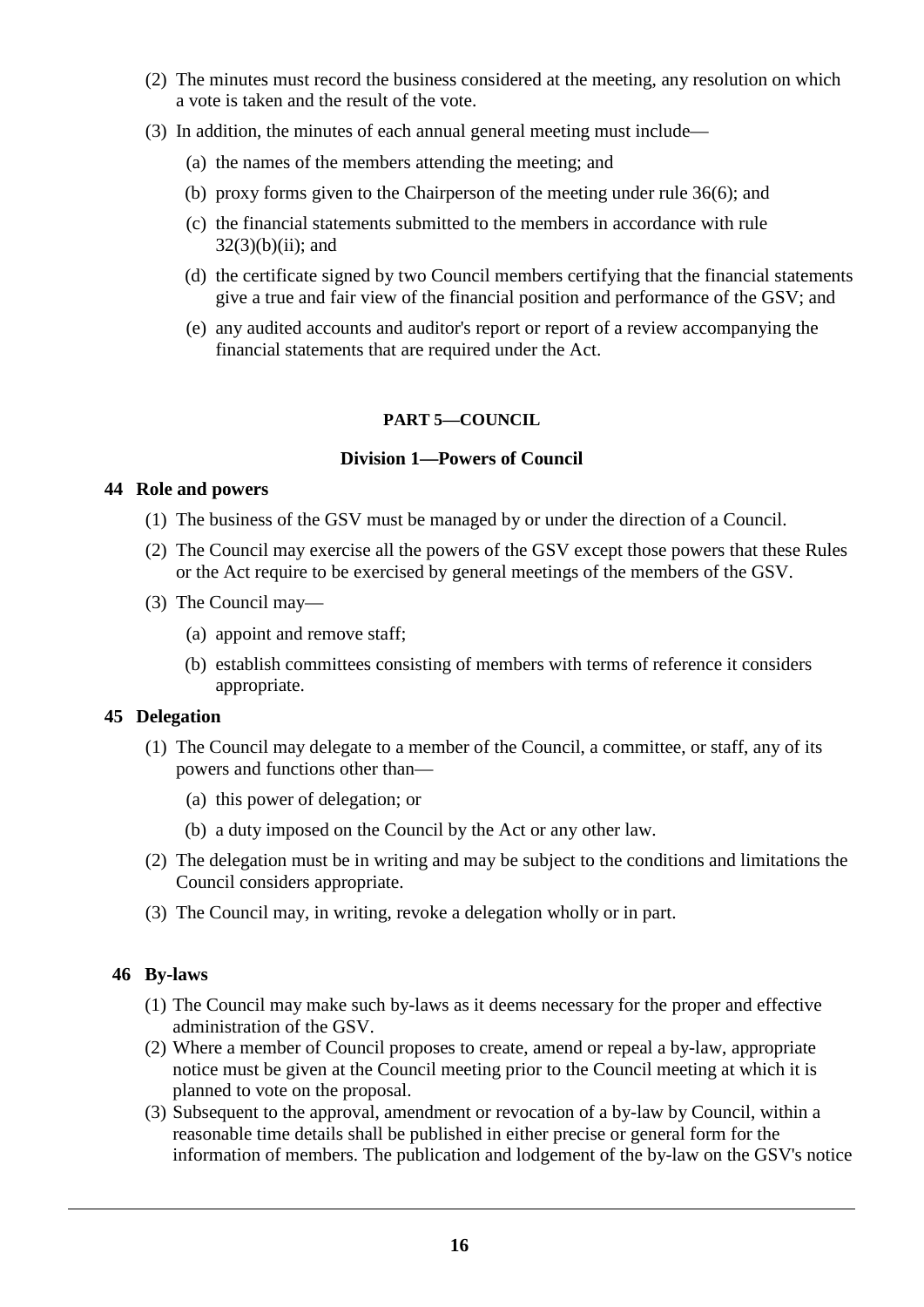(2) The minutes must record the business considered at the meeting, any resolution on which a vote is taken and the result of the vote.

(3) In addition, the minutes of each annual general meeting must include—

(a) the names of the members attending the meeting; and

(b) proxy forms given to the Chairperson of the meeting under rule 36(6); and

(c) the financial statements submitted to the members in accordance with rule 32(3)(b)(ii); and

(d) the certificate signed by two Council members certifying that the financial statements give a true and fair view of the financial position and performance of the GSV; and

(e) any audited accounts and auditor's report or report of a review accompanying the financial statements that are required under the Act.

## PART 5—COUNCIL

### Division 1—Powers of Council

#### 44 Role and powers

(1) The business of the GSV must be managed by or under the direction of a Council.

(2) The Council may exercise all the powers of the GSV except those powers that these Rules or the Act require to be exercised by general meetings of the members of the GSV.

(3) The Council may—

(a) appoint and remove staff;

(b) establish committees consisting of members with terms of reference it considers appropriate.

#### 45 Delegation

(1) The Council may delegate to a member of the Council, a committee, or staff, any of its powers and functions other than—

(a) this power of delegation; or

(b) a duty imposed on the Council by the Act or any other law.

(2) The delegation must be in writing and may be subject to the conditions and limitations the Council considers appropriate.

(3) The Council may, in writing, revoke a delegation wholly or in part.

#### 46 By-laws

(1) The Council may make such by-laws as it deems necessary for the proper and effective administration of the GSV.

(2) Where a member of Council proposes to create, amend or repeal a by-law, appropriate notice must be given at the Council meeting prior to the Council meeting at which it is planned to vote on the proposal.

(3) Subsequent to the approval, amendment or revocation of a by-law by Council, within a reasonable time details shall be published in either precise or general form for the information of members. The publication and lodgement of the by-law on the GSV's notice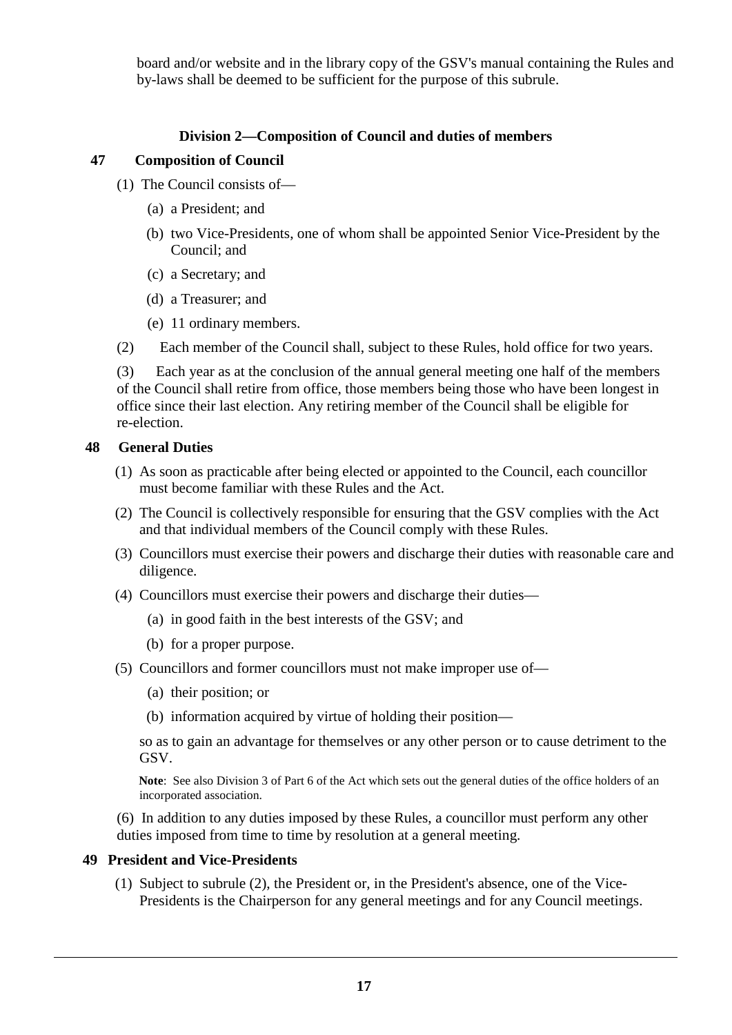board and/or website and in the library copy of the GSV's manual containing the Rules and by-laws shall be deemed to be sufficient for the purpose of this subrule.

### Division 2—Composition of Council and duties of members

**47 Composition of Council**

(1) The Council consists of—

(a) a President; and

(b) two Vice-Presidents, one of whom shall be appointed Senior Vice-President by the Council; and

(c) a Secretary; and

(d) a Treasurer; and

(e) 11 ordinary members.

(2) Each member of the Council shall, subject to these Rules, hold office for two years.

(3) Each year as at the conclusion of the annual general meeting one half of the members of the Council shall retire from office, those members being those who have been longest in office since their last election. Any retiring member of the Council shall be eligible for re-election.

**48 General Duties**

(1) As soon as practicable after being elected or appointed to the Council, each councillor must become familiar with these Rules and the Act.

(2) The Council is collectively responsible for ensuring that the GSV complies with the Act and that individual members of the Council comply with these Rules.

(3) Councillors must exercise their powers and discharge their duties with reasonable care and diligence.

(4) Councillors must exercise their powers and discharge their duties—

(a) in good faith in the best interests of the GSV; and

(b) for a proper purpose.

(5) Councillors and former councillors must not make improper use of—

(a) their position; or

(b) information acquired by virtue of holding their position—

so as to gain an advantage for themselves or any other person or to cause detriment to the GSV.

**Note**: See also Division 3 of Part 6 of the Act which sets out the general duties of the office holders of an incorporated association.

(6) In addition to any duties imposed by these Rules, a councillor must perform any other duties imposed from time to time by resolution at a general meeting.

**49 President and Vice-Presidents**

(1) Subject to subrule (2), the President or, in the President's absence, one of the Vice-Presidents is the Chairperson for any general meetings and for any Council meetings.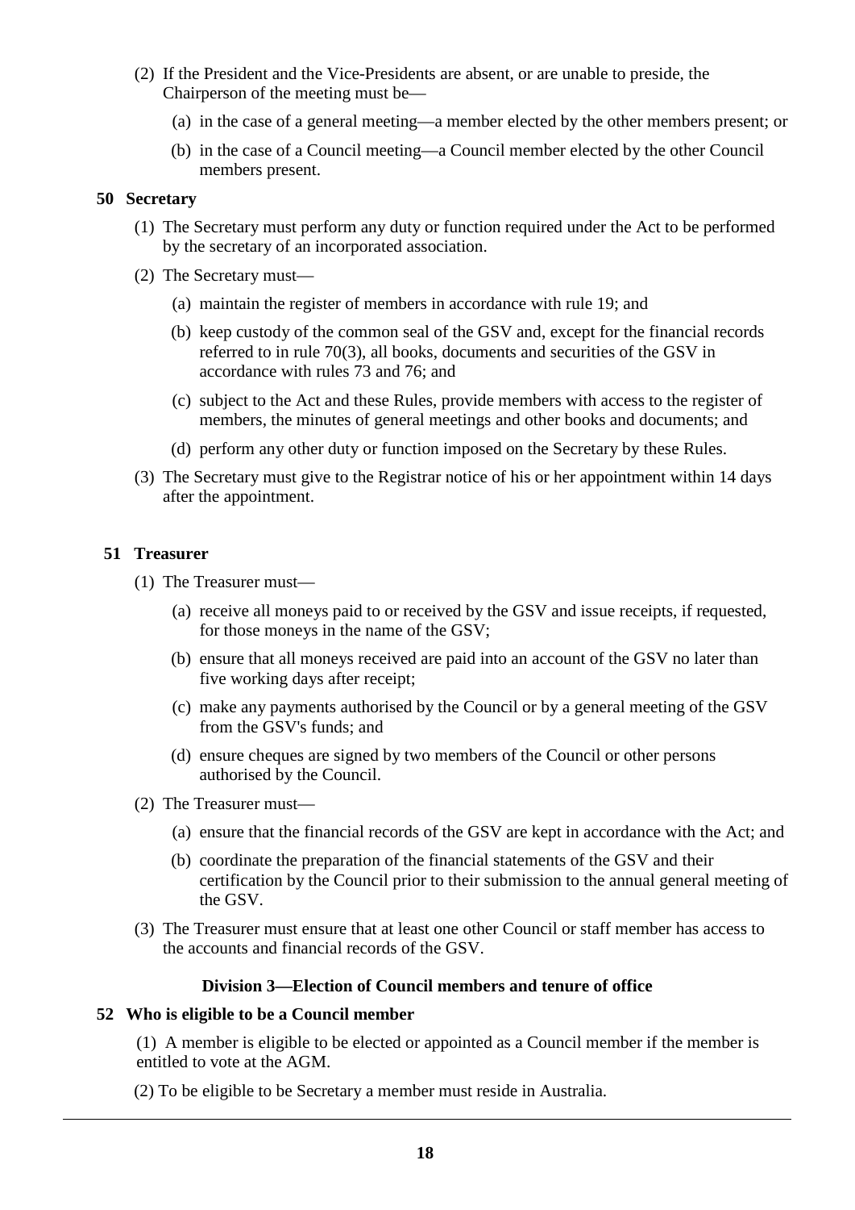(2) If the President and the Vice-Presidents are absent, or are unable to preside, the Chairperson of the meeting must be—

(a) in the case of a general meeting—a member elected by the other members present; or

(b) in the case of a Council meeting—a Council member elected by the other Council members present.

**50 Secretary**

(1) The Secretary must perform any duty or function required under the Act to be performed by the secretary of an incorporated association.

(2) The Secretary must—

(a) maintain the register of members in accordance with rule 19; and

(b) keep custody of the common seal of the GSV and, except for the financial records referred to in rule 70(3), all books, documents and securities of the GSV in accordance with rules 73 and 76; and

(c) subject to the Act and these Rules, provide members with access to the register of members, the minutes of general meetings and other books and documents; and

(d) perform any other duty or function imposed on the Secretary by these Rules.

(3) The Secretary must give to the Registrar notice of his or her appointment within 14 days after the appointment.

**51 Treasurer**

(1) The Treasurer must—

(a) receive all moneys paid to or received by the GSV and issue receipts, if requested, for those moneys in the name of the GSV;

(b) ensure that all moneys received are paid into an account of the GSV no later than five working days after receipt;

(c) make any payments authorised by the Council or by a general meeting of the GSV from the GSV's funds; and

(d) ensure cheques are signed by two members of the Council or other persons authorised by the Council.

(2) The Treasurer must—

(a) ensure that the financial records of the GSV are kept in accordance with the Act; and

(b) coordinate the preparation of the financial statements of the GSV and their certification by the Council prior to their submission to the annual general meeting of the GSV.

(3) The Treasurer must ensure that at least one other Council or staff member has access to the accounts and financial records of the GSV.

**Division 3—Election of Council members and tenure of office**

**52 Who is eligible to be a Council member**

(1) A member is eligible to be elected or appointed as a Council member if the member is entitled to vote at the AGM.

(2) To be eligible to be Secretary a member must reside in Australia.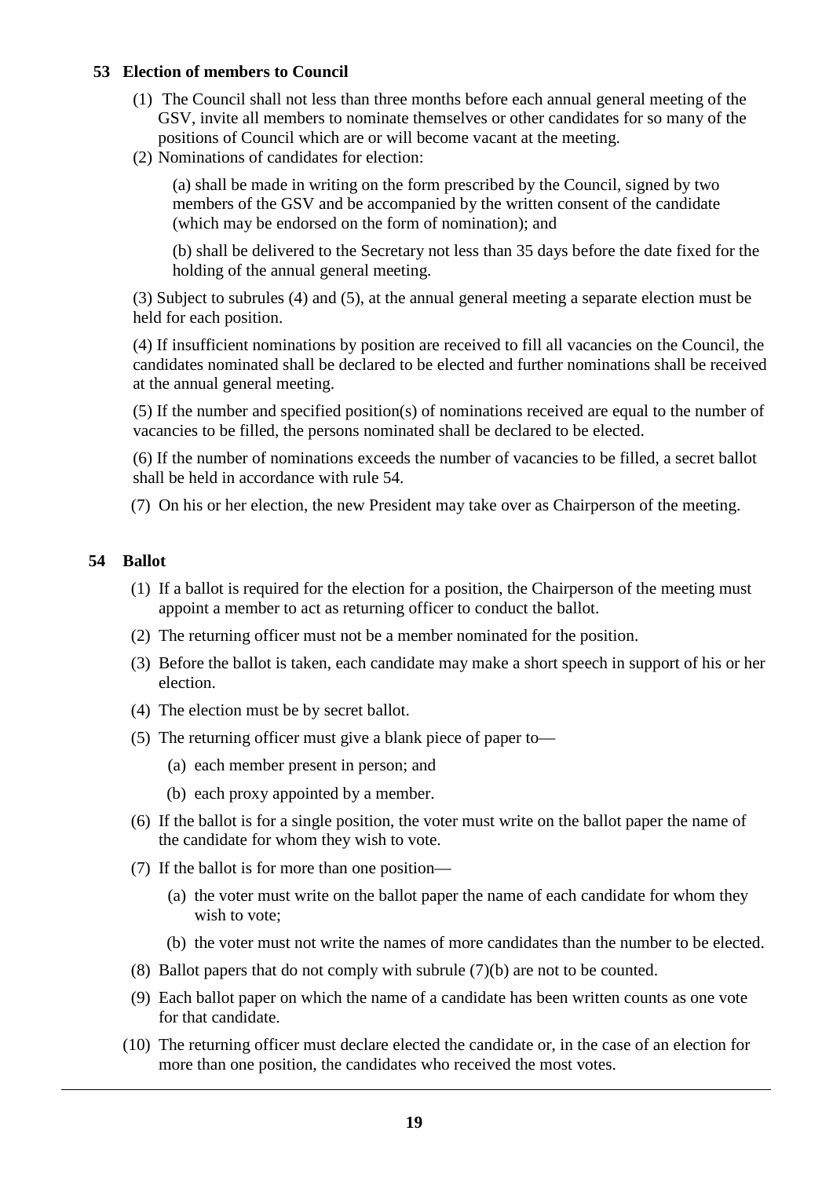## 53 Election of members to Council

(1) The Council shall not less than three months before each annual general meeting of the GSV, invite all members to nominate themselves or other candidates for so many of the positions of Council which are or will become vacant at the meeting.

(2) Nominations of candidates for election:

(a) shall be made in writing on the form prescribed by the Council, signed by two members of the GSV and be accompanied by the written consent of the candidate (which may be endorsed on the form of nomination); and

(b) shall be delivered to the Secretary not less than 35 days before the date fixed for the holding of the annual general meeting.

(3) Subject to subrules (4) and (5), at the annual general meeting a separate election must be held for each position.

(4) If insufficient nominations by position are received to fill all vacancies on the Council, the candidates nominated shall be declared to be elected and further nominations shall be received at the annual general meeting.

(5) If the number and specified position(s) of nominations received are equal to the number of vacancies to be filled, the persons nominated shall be declared to be elected.

(6) If the number of nominations exceeds the number of vacancies to be filled, a secret ballot shall be held in accordance with rule 54.

(7) On his or her election, the new President may take over as Chairperson of the meeting.

## 54 Ballot

(1) If a ballot is required for the election for a position, the Chairperson of the meeting must appoint a member to act as returning officer to conduct the ballot.

(2) The returning officer must not be a member nominated for the position.

(3) Before the ballot is taken, each candidate may make a short speech in support of his or her election.

(4) The election must be by secret ballot.

(5) The returning officer must give a blank piece of paper to—

(a) each member present in person; and

(b) each proxy appointed by a member.

(6) If the ballot is for a single position, the voter must write on the ballot paper the name of the candidate for whom they wish to vote.

(7) If the ballot is for more than one position—

(a) the voter must write on the ballot paper the name of each candidate for whom they wish to vote;

(b) the voter must not write the names of more candidates than the number to be elected.

(8) Ballot papers that do not comply with subrule (7)(b) are not to be counted.

(9) Each ballot paper on which the name of a candidate has been written counts as one vote for that candidate.

(10) The returning officer must declare elected the candidate or, in the case of an election for more than one position, the candidates who received the most votes.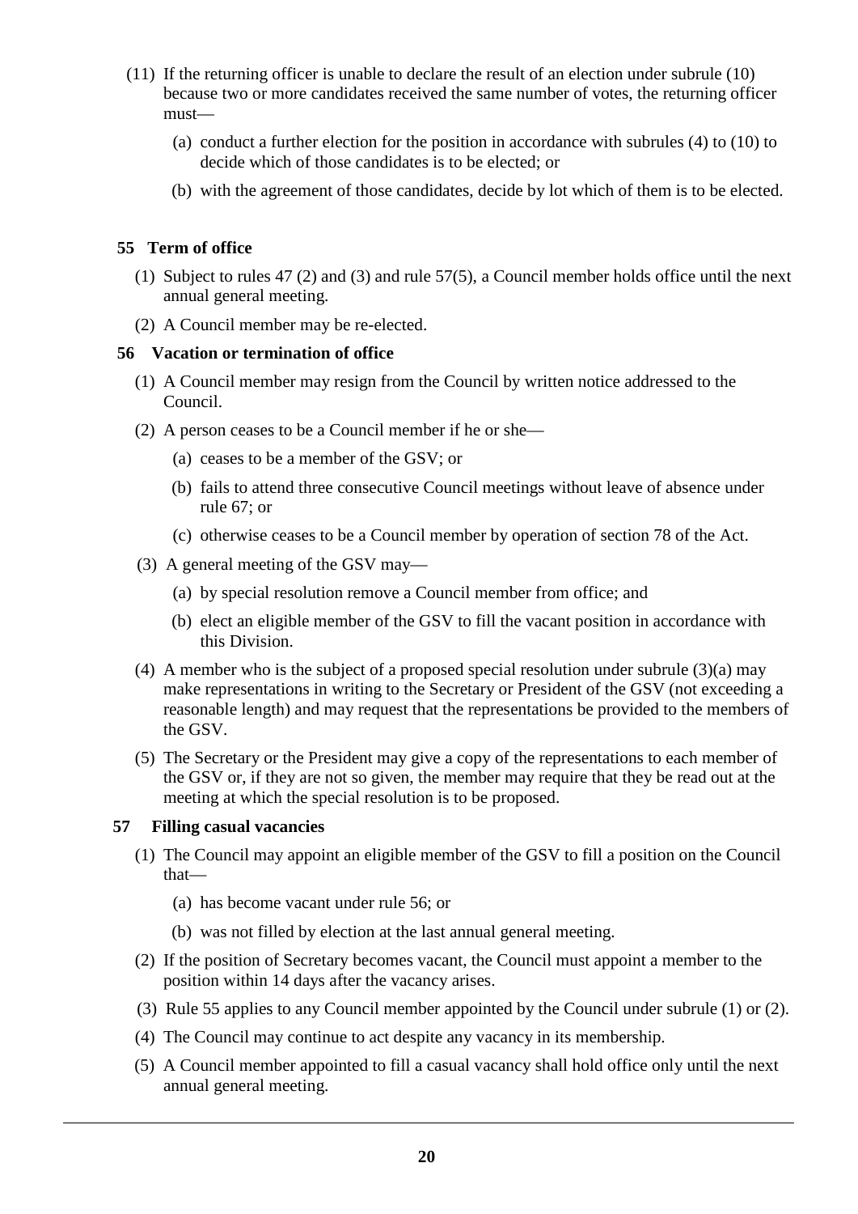(11) If the returning officer is unable to declare the result of an election under subrule (10) because two or more candidates received the same number of votes, the returning officer must—

(a) conduct a further election for the position in accordance with subrules (4) to (10) to decide which of those candidates is to be elected; or

(b) with the agreement of those candidates, decide by lot which of them is to be elected.

### 55 Term of office

(1) Subject to rules 47 (2) and (3) and rule 57(5), a Council member holds office until the next annual general meeting.

(2) A Council member may be re-elected.

### 56 Vacation or termination of office

(1) A Council member may resign from the Council by written notice addressed to the Council.

(2) A person ceases to be a Council member if he or she—

(a) ceases to be a member of the GSV; or

(b) fails to attend three consecutive Council meetings without leave of absence under rule 67; or

(c) otherwise ceases to be a Council member by operation of section 78 of the Act.

(3) A general meeting of the GSV may—

(a) by special resolution remove a Council member from office; and

(b) elect an eligible member of the GSV to fill the vacant position in accordance with this Division.

(4) A member who is the subject of a proposed special resolution under subrule (3)(a) may make representations in writing to the Secretary or President of the GSV (not exceeding a reasonable length) and may request that the representations be provided to the members of the GSV.

(5) The Secretary or the President may give a copy of the representations to each member of the GSV or, if they are not so given, the member may require that they be read out at the meeting at which the special resolution is to be proposed.

### 57 Filling casual vacancies

(1) The Council may appoint an eligible member of the GSV to fill a position on the Council that—

(a) has become vacant under rule 56; or

(b) was not filled by election at the last annual general meeting.

(2) If the position of Secretary becomes vacant, the Council must appoint a member to the position within 14 days after the vacancy arises.

(3) Rule 55 applies to any Council member appointed by the Council under subrule (1) or (2).

(4) The Council may continue to act despite any vacancy in its membership.

(5) A Council member appointed to fill a casual vacancy shall hold office only until the next annual general meeting.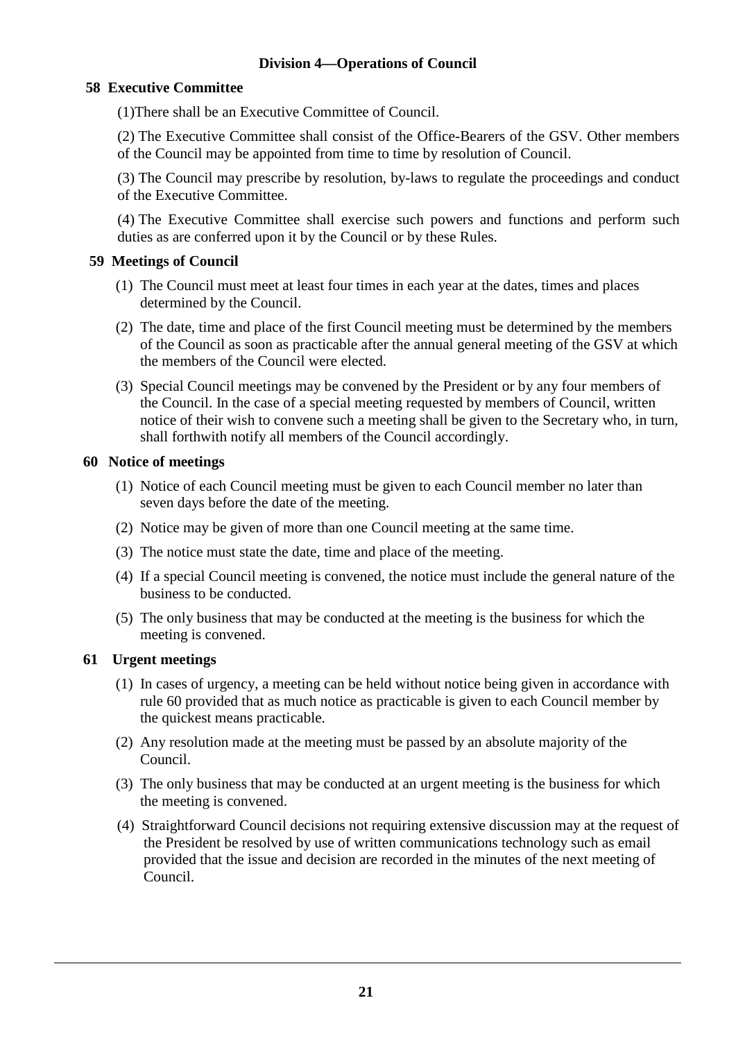## Division 4—Operations of Council

### 58 Executive Committee

(1)There shall be an Executive Committee of Council.

(2) The Executive Committee shall consist of the Office-Bearers of the GSV. Other members of the Council may be appointed from time to time by resolution of Council.

(3) The Council may prescribe by resolution, by-laws to regulate the proceedings and conduct of the Executive Committee.

(4) The Executive Committee shall exercise such powers and functions and perform such duties as are conferred upon it by the Council or by these Rules.

### 59 Meetings of Council

(1) The Council must meet at least four times in each year at the dates, times and places determined by the Council.

(2) The date, time and place of the first Council meeting must be determined by the members of the Council as soon as practicable after the annual general meeting of the GSV at which the members of the Council were elected.

(3) Special Council meetings may be convened by the President or by any four members of the Council. In the case of a special meeting requested by members of Council, written notice of their wish to convene such a meeting shall be given to the Secretary who, in turn, shall forthwith notify all members of the Council accordingly.

### 60 Notice of meetings

(1) Notice of each Council meeting must be given to each Council member no later than seven days before the date of the meeting.

(2) Notice may be given of more than one Council meeting at the same time.

(3) The notice must state the date, time and place of the meeting.

(4) If a special Council meeting is convened, the notice must include the general nature of the business to be conducted.

(5) The only business that may be conducted at the meeting is the business for which the meeting is convened.

### 61 Urgent meetings

(1) In cases of urgency, a meeting can be held without notice being given in accordance with rule 60 provided that as much notice as practicable is given to each Council member by the quickest means practicable.

(2) Any resolution made at the meeting must be passed by an absolute majority of the Council.

(3) The only business that may be conducted at an urgent meeting is the business for which the meeting is convened.

(4) Straightforward Council decisions not requiring extensive discussion may at the request of the President be resolved by use of written communications technology such as email provided that the issue and decision are recorded in the minutes of the next meeting of Council.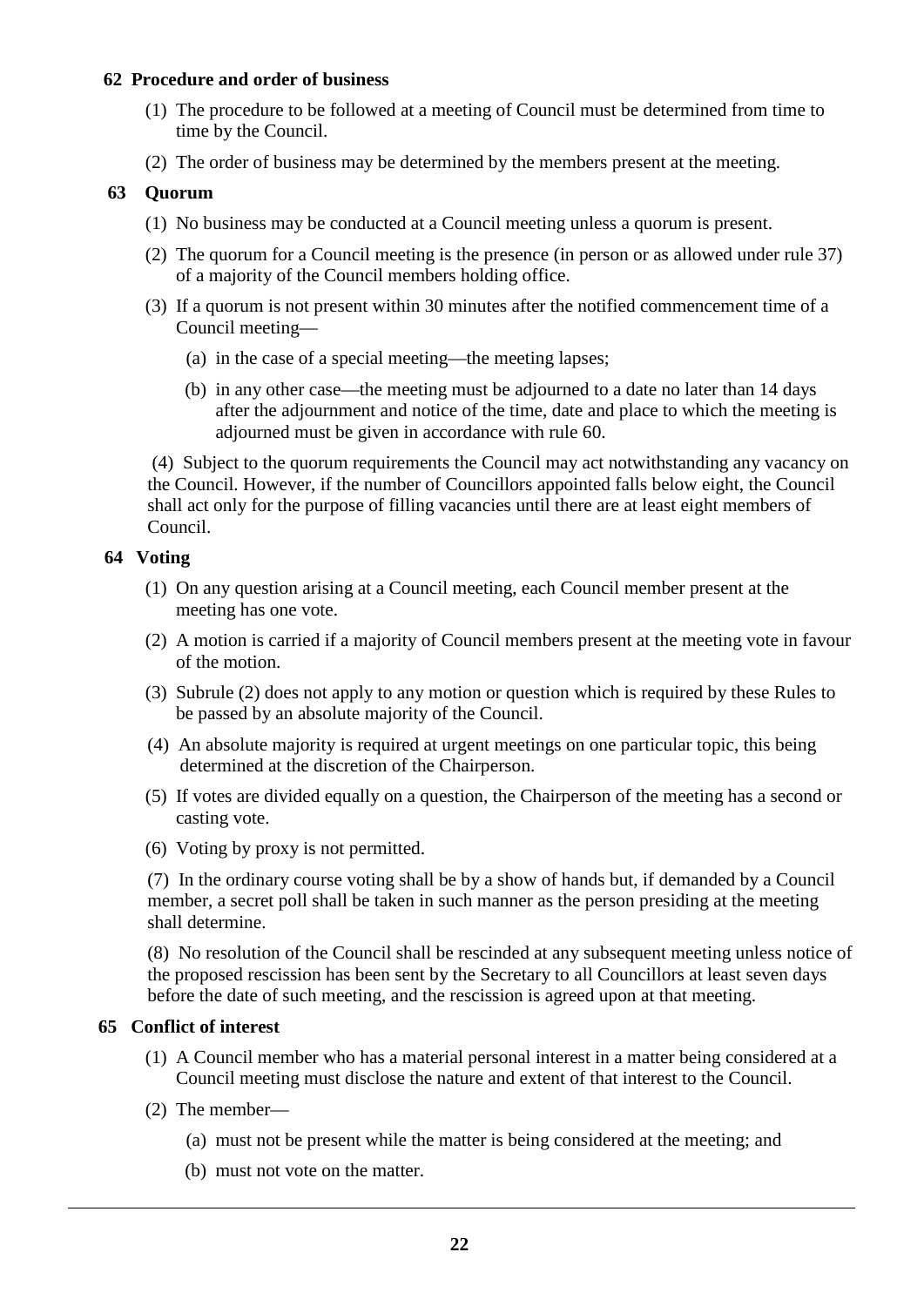### 62 Procedure and order of business

(1) The procedure to be followed at a meeting of Council must be determined from time to time by the Council.

(2) The order of business may be determined by the members present at the meeting.

### 63 Quorum

(1) No business may be conducted at a Council meeting unless a quorum is present.

(2) The quorum for a Council meeting is the presence (in person or as allowed under rule 37) of a majority of the Council members holding office.

(3) If a quorum is not present within 30 minutes after the notified commencement time of a Council meeting—

(a) in the case of a special meeting—the meeting lapses;

(b) in any other case—the meeting must be adjourned to a date no later than 14 days after the adjournment and notice of the time, date and place to which the meeting is adjourned must be given in accordance with rule 60.

(4) Subject to the quorum requirements the Council may act notwithstanding any vacancy on the Council. However, if the number of Councillors appointed falls below eight, the Council shall act only for the purpose of filling vacancies until there are at least eight members of Council.

### 64 Voting

(1) On any question arising at a Council meeting, each Council member present at the meeting has one vote.

(2) A motion is carried if a majority of Council members present at the meeting vote in favour of the motion.

(3) Subrule (2) does not apply to any motion or question which is required by these Rules to be passed by an absolute majority of the Council.

(4) An absolute majority is required at urgent meetings on one particular topic, this being determined at the discretion of the Chairperson.

(5) If votes are divided equally on a question, the Chairperson of the meeting has a second or casting vote.

(6) Voting by proxy is not permitted.

(7) In the ordinary course voting shall be by a show of hands but, if demanded by a Council member, a secret poll shall be taken in such manner as the person presiding at the meeting shall determine.

(8) No resolution of the Council shall be rescinded at any subsequent meeting unless notice of the proposed rescission has been sent by the Secretary to all Councillors at least seven days before the date of such meeting, and the rescission is agreed upon at that meeting.

### 65 Conflict of interest

(1) A Council member who has a material personal interest in a matter being considered at a Council meeting must disclose the nature and extent of that interest to the Council.

(2) The member—

(a) must not be present while the matter is being considered at the meeting; and

(b) must not vote on the matter.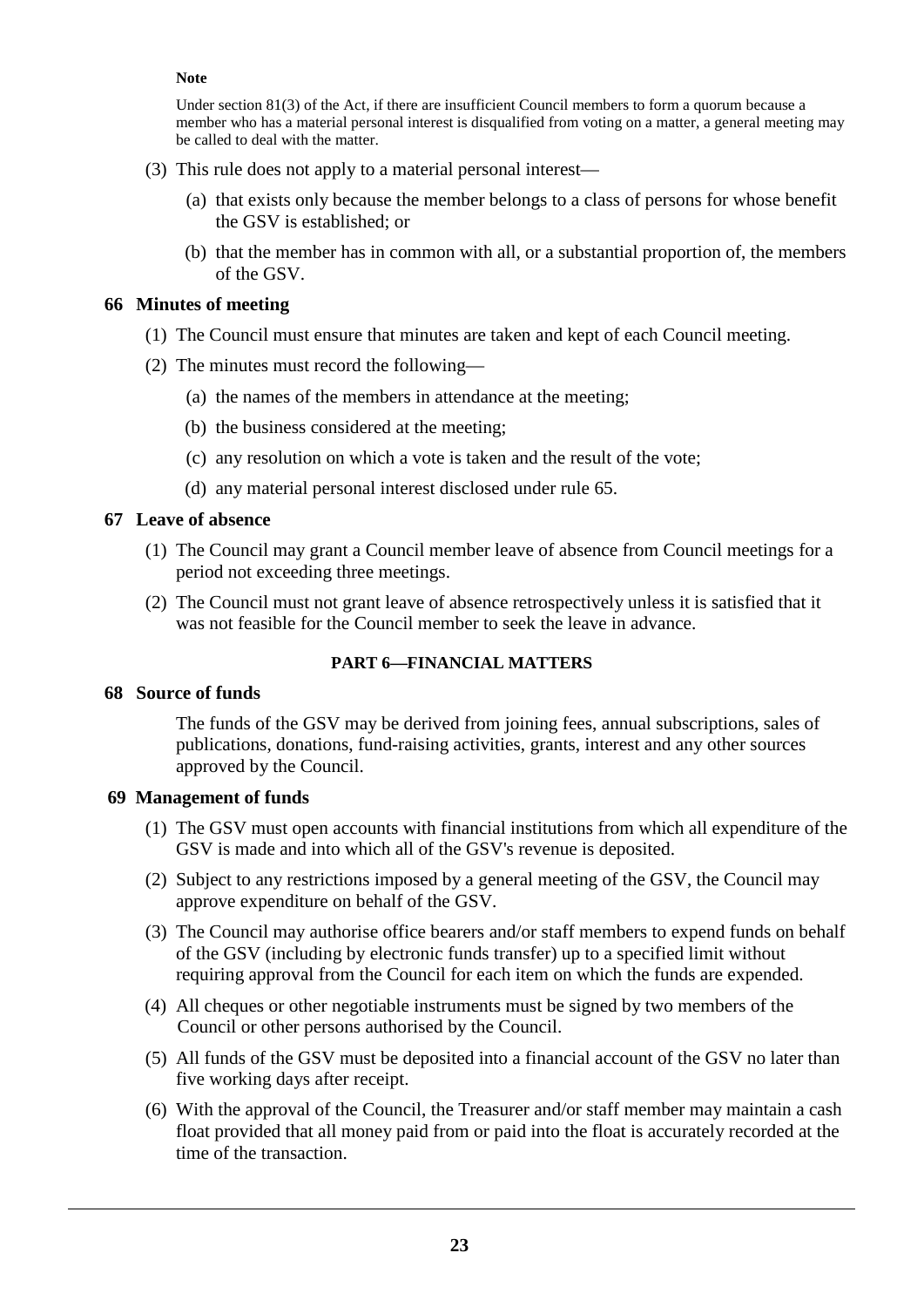**Note**

Under section 81(3) of the Act, if there are insufficient Council members to form a quorum because a member who has a material personal interest is disqualified from voting on a matter, a general meeting may be called to deal with the matter.

(3) This rule does not apply to a material personal interest—

(a) that exists only because the member belongs to a class of persons for whose benefit the GSV is established; or

(b) that the member has in common with all, or a substantial proportion of, the members of the GSV.

### 66 Minutes of meeting

(1) The Council must ensure that minutes are taken and kept of each Council meeting.

(2) The minutes must record the following—

(a) the names of the members in attendance at the meeting;

(b) the business considered at the meeting;

(c) any resolution on which a vote is taken and the result of the vote;

(d) any material personal interest disclosed under rule 65.

### 67 Leave of absence

(1) The Council may grant a Council member leave of absence from Council meetings for a period not exceeding three meetings.

(2) The Council must not grant leave of absence retrospectively unless it is satisfied that it was not feasible for the Council member to seek the leave in advance.

## PART 6—FINANCIAL MATTERS

### 68 Source of funds

The funds of the GSV may be derived from joining fees, annual subscriptions, sales of publications, donations, fund-raising activities, grants, interest and any other sources approved by the Council.

### 69 Management of funds

(1) The GSV must open accounts with financial institutions from which all expenditure of the GSV is made and into which all of the GSV's revenue is deposited.

(2) Subject to any restrictions imposed by a general meeting of the GSV, the Council may approve expenditure on behalf of the GSV.

(3) The Council may authorise office bearers and/or staff members to expend funds on behalf of the GSV (including by electronic funds transfer) up to a specified limit without requiring approval from the Council for each item on which the funds are expended.

(4) All cheques or other negotiable instruments must be signed by two members of the Council or other persons authorised by the Council.

(5) All funds of the GSV must be deposited into a financial account of the GSV no later than five working days after receipt.

(6) With the approval of the Council, the Treasurer and/or staff member may maintain a cash float provided that all money paid from or paid into the float is accurately recorded at the time of the transaction.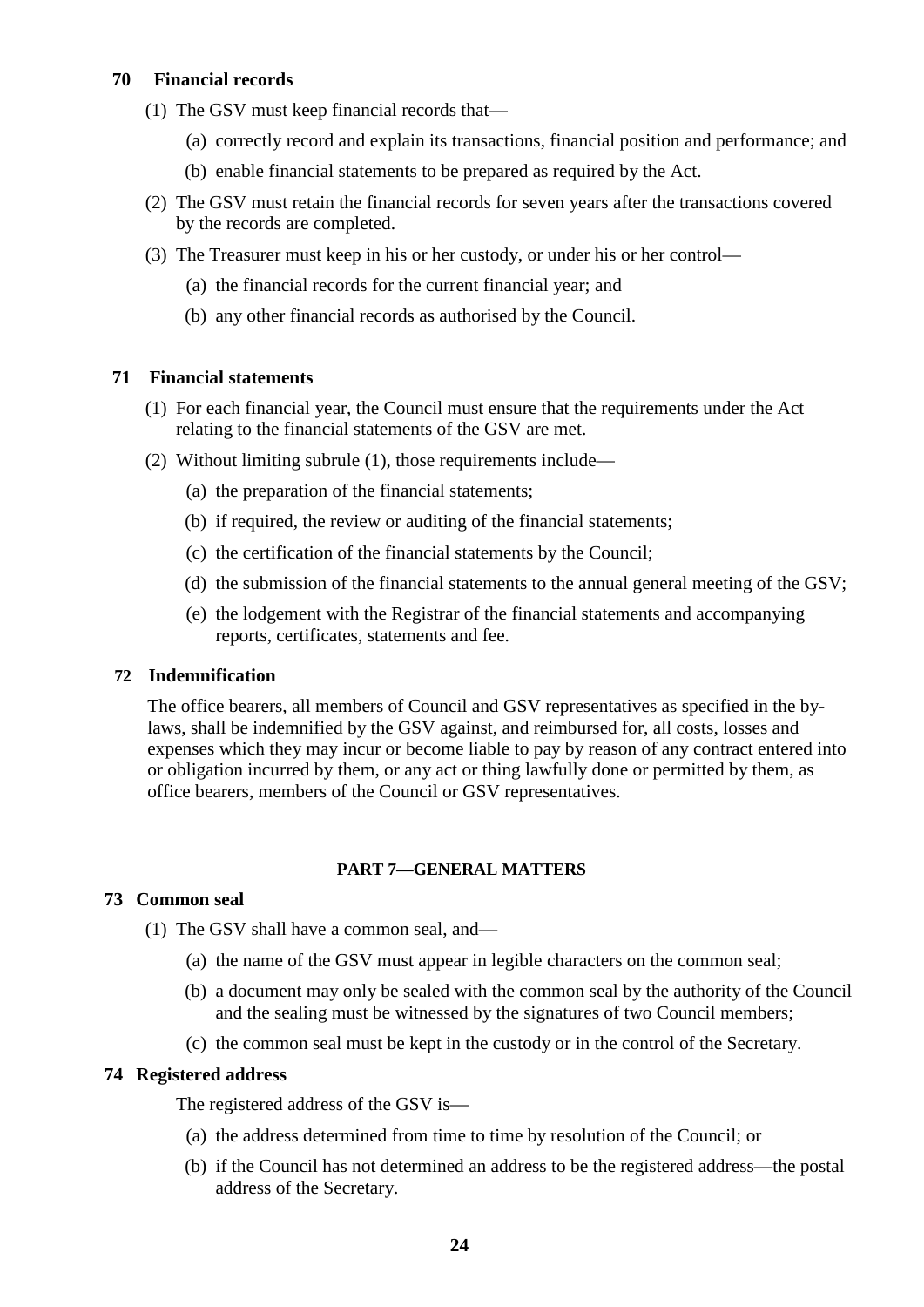### 70 Financial records

(1) The GSV must keep financial records that—

(a) correctly record and explain its transactions, financial position and performance; and

(b) enable financial statements to be prepared as required by the Act.

(2) The GSV must retain the financial records for seven years after the transactions covered by the records are completed.

(3) The Treasurer must keep in his or her custody, or under his or her control—

(a) the financial records for the current financial year; and

(b) any other financial records as authorised by the Council.

### 71 Financial statements

(1) For each financial year, the Council must ensure that the requirements under the Act relating to the financial statements of the GSV are met.

(2) Without limiting subrule (1), those requirements include—

(a) the preparation of the financial statements;

(b) if required, the review or auditing of the financial statements;

(c) the certification of the financial statements by the Council;

(d) the submission of the financial statements to the annual general meeting of the GSV;

(e) the lodgement with the Registrar of the financial statements and accompanying reports, certificates, statements and fee.

### 72 Indemnification

The office bearers, all members of Council and GSV representatives as specified in the by-laws, shall be indemnified by the GSV against, and reimbursed for, all costs, losses and expenses which they may incur or become liable to pay by reason of any contract entered into or obligation incurred by them, or any act or thing lawfully done or permitted by them, as office bearers, members of the Council or GSV representatives.

## PART 7—GENERAL MATTERS

### 73 Common seal

(1) The GSV shall have a common seal, and—

(a) the name of the GSV must appear in legible characters on the common seal;

(b) a document may only be sealed with the common seal by the authority of the Council and the sealing must be witnessed by the signatures of two Council members;

(c) the common seal must be kept in the custody or in the control of the Secretary.

### 74 Registered address

The registered address of the GSV is—

(a) the address determined from time to time by resolution of the Council; or

(b) if the Council has not determined an address to be the registered address—the postal address of the Secretary.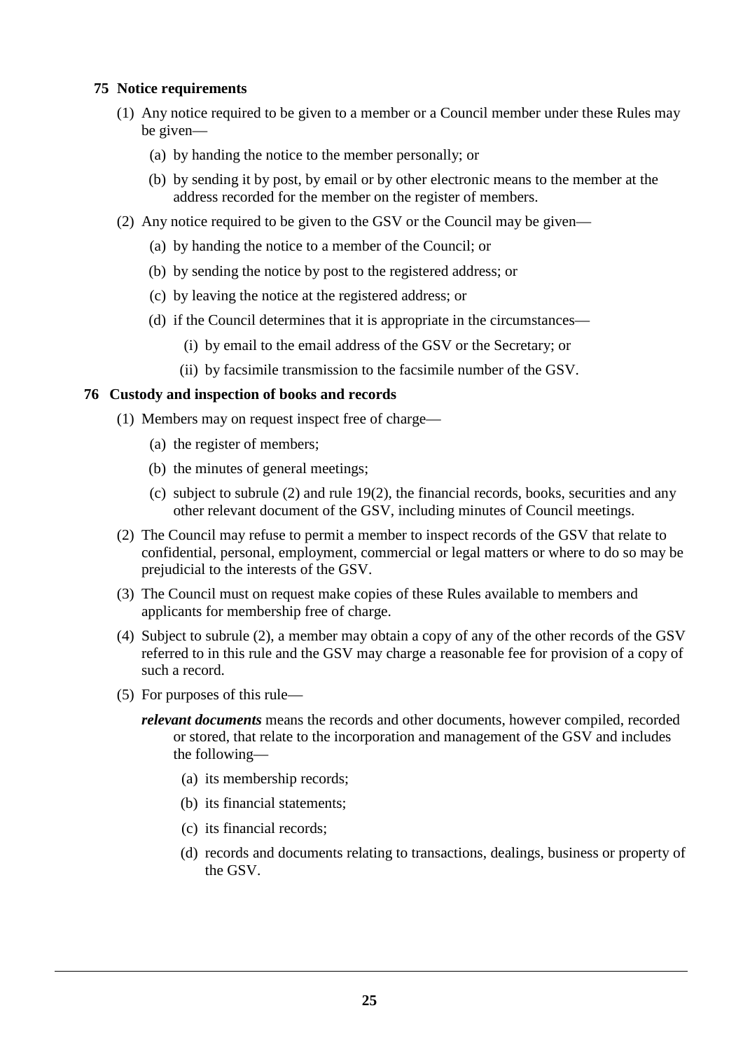### 75 Notice requirements

(1) Any notice required to be given to a member or a Council member under these Rules may be given—

  (a) by handing the notice to the member personally; or

  (b) by sending it by post, by email or by other electronic means to the member at the address recorded for the member on the register of members.

(2) Any notice required to be given to the GSV or the Council may be given—

  (a) by handing the notice to a member of the Council; or

  (b) by sending the notice by post to the registered address; or

  (c) by leaving the notice at the registered address; or

  (d) if the Council determines that it is appropriate in the circumstances—

    (i) by email to the email address of the GSV or the Secretary; or

    (ii) by facsimile transmission to the facsimile number of the GSV.

### 76 Custody and inspection of books and records

(1) Members may on request inspect free of charge—

  (a) the register of members;

  (b) the minutes of general meetings;

  (c) subject to subrule (2) and rule 19(2), the financial records, books, securities and any other relevant document of the GSV, including minutes of Council meetings.

(2) The Council may refuse to permit a member to inspect records of the GSV that relate to confidential, personal, employment, commercial or legal matters or where to do so may be prejudicial to the interests of the GSV.

(3) The Council must on request make copies of these Rules available to members and applicants for membership free of charge.

(4) Subject to subrule (2), a member may obtain a copy of any of the other records of the GSV referred to in this rule and the GSV may charge a reasonable fee for provision of a copy of such a record.

(5) For purposes of this rule—

***relevant documents*** means the records and other documents, however compiled, recorded or stored, that relate to the incorporation and management of the GSV and includes the following—

  (a) its membership records;

  (b) its financial statements;

  (c) its financial records;

  (d) records and documents relating to transactions, dealings, business or property of the GSV.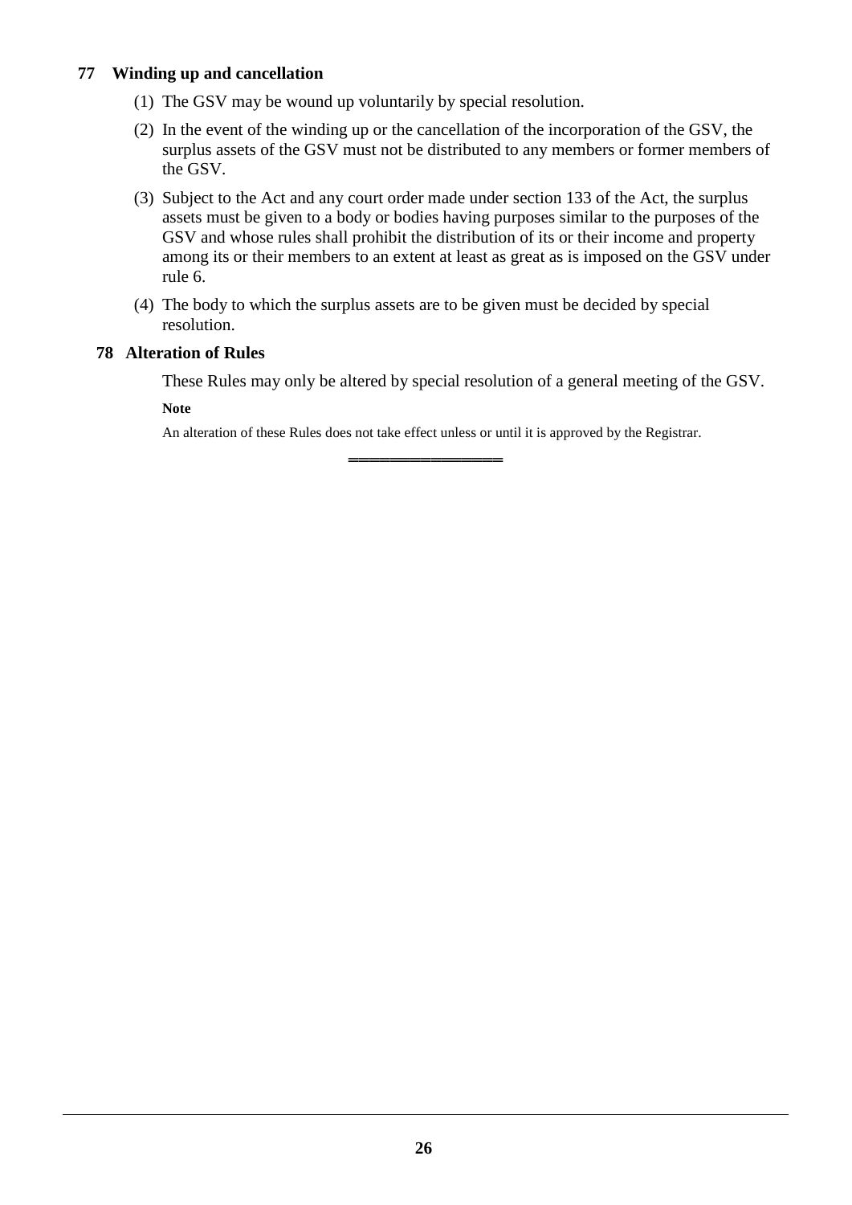### 77 Winding up and cancellation

(1) The GSV may be wound up voluntarily by special resolution.

(2) In the event of the winding up or the cancellation of the incorporation of the GSV, the surplus assets of the GSV must not be distributed to any members or former members of the GSV.

(3) Subject to the Act and any court order made under section 133 of the Act, the surplus assets must be given to a body or bodies having purposes similar to the purposes of the GSV and whose rules shall prohibit the distribution of its or their income and property among its or their members to an extent at least as great as is imposed on the GSV under rule 6.

(4) The body to which the surplus assets are to be given must be decided by special resolution.

### 78 Alteration of Rules

These Rules may only be altered by special resolution of a general meeting of the GSV.

**Note**

An alteration of these Rules does not take effect unless or until it is approved by the Registrar.

═══════════════